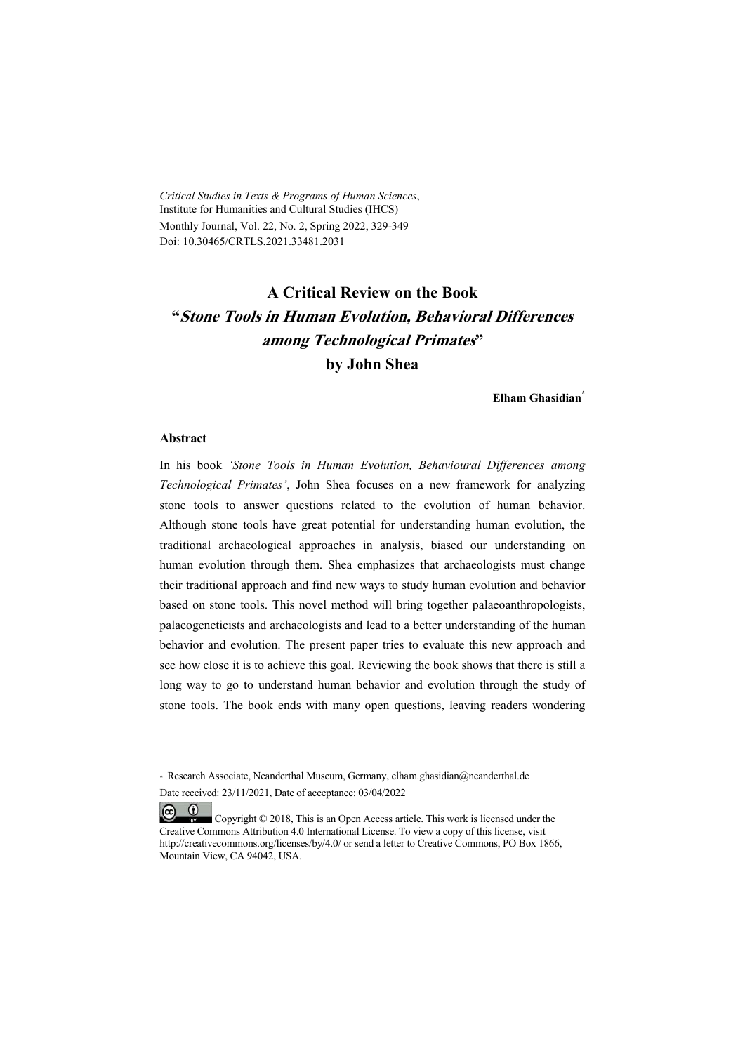*Critical Studies in Texts & Programs of Human Sciences*,
Institute for Humanities and Cultural Studies (IHCS)
Monthly Journal, Vol. 22, No. 2, Spring 2022, 329-349
Doi: 10.30465/CRTLS.2021.33481.2031

# A Critical Review on the Book "*Stone Tools in Human Evolution, Behavioral Differences among Technological Primates*" by John Shea

**Elham Ghasidian***

## Abstract

In his book *'Stone Tools in Human Evolution, Behavioural Differences among Technological Primates'*, John Shea focuses on a new framework for analyzing stone tools to answer questions related to the evolution of human behavior. Although stone tools have great potential for understanding human evolution, the traditional archaeological approaches in analysis, biased our understanding on human evolution through them. Shea emphasizes that archaeologists must change their traditional approach and find new ways to study human evolution and behavior based on stone tools. This novel method will bring together palaeoanthropologists, palaeogeneticists and archaeologists and lead to a better understanding of the human behavior and evolution. The present paper tries to evaluate this new approach and see how close it is to achieve this goal. Reviewing the book shows that there is still a long way to go to understand human behavior and evolution through the study of stone tools. The book ends with many open questions, leaving readers wondering

\* Research Associate, Neanderthal Museum, Germany, elham.ghasidian@neanderthal.de

Date received: 23/11/2021, Date of acceptance: 03/04/2022

Copyright © 2018, This is an Open Access article. This work is licensed under the Creative Commons Attribution 4.0 International License. To view a copy of this license, visit http://creativecommons.org/licenses/by/4.0/ or send a letter to Creative Commons, PO Box 1866, Mountain View, CA 94042, USA.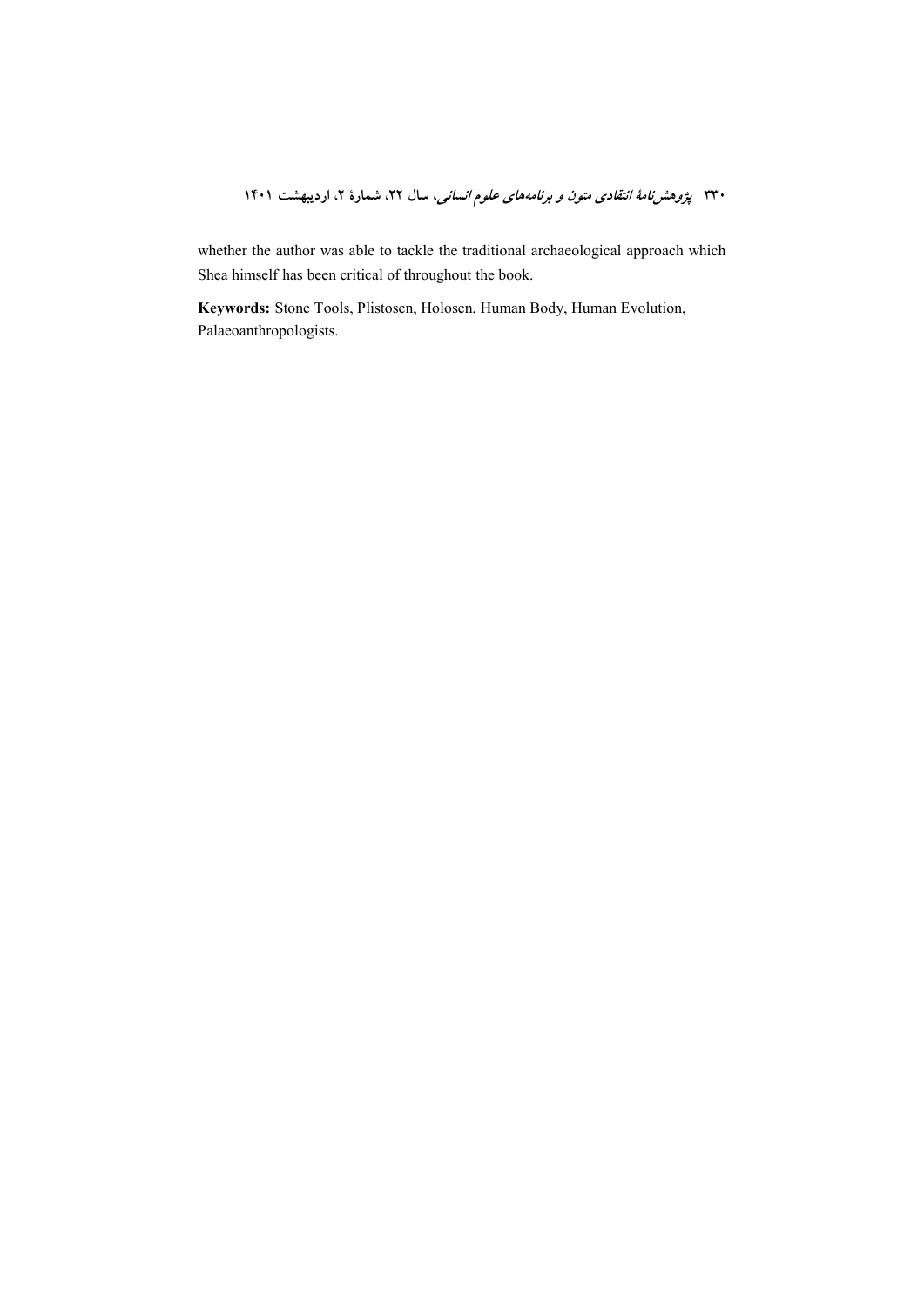whether the author was able to tackle the traditional archaeological approach which Shea himself has been critical of throughout the book.

**Keywords:** Stone Tools, Plistosen, Holosen, Human Body, Human Evolution, Palaeoanthropologists.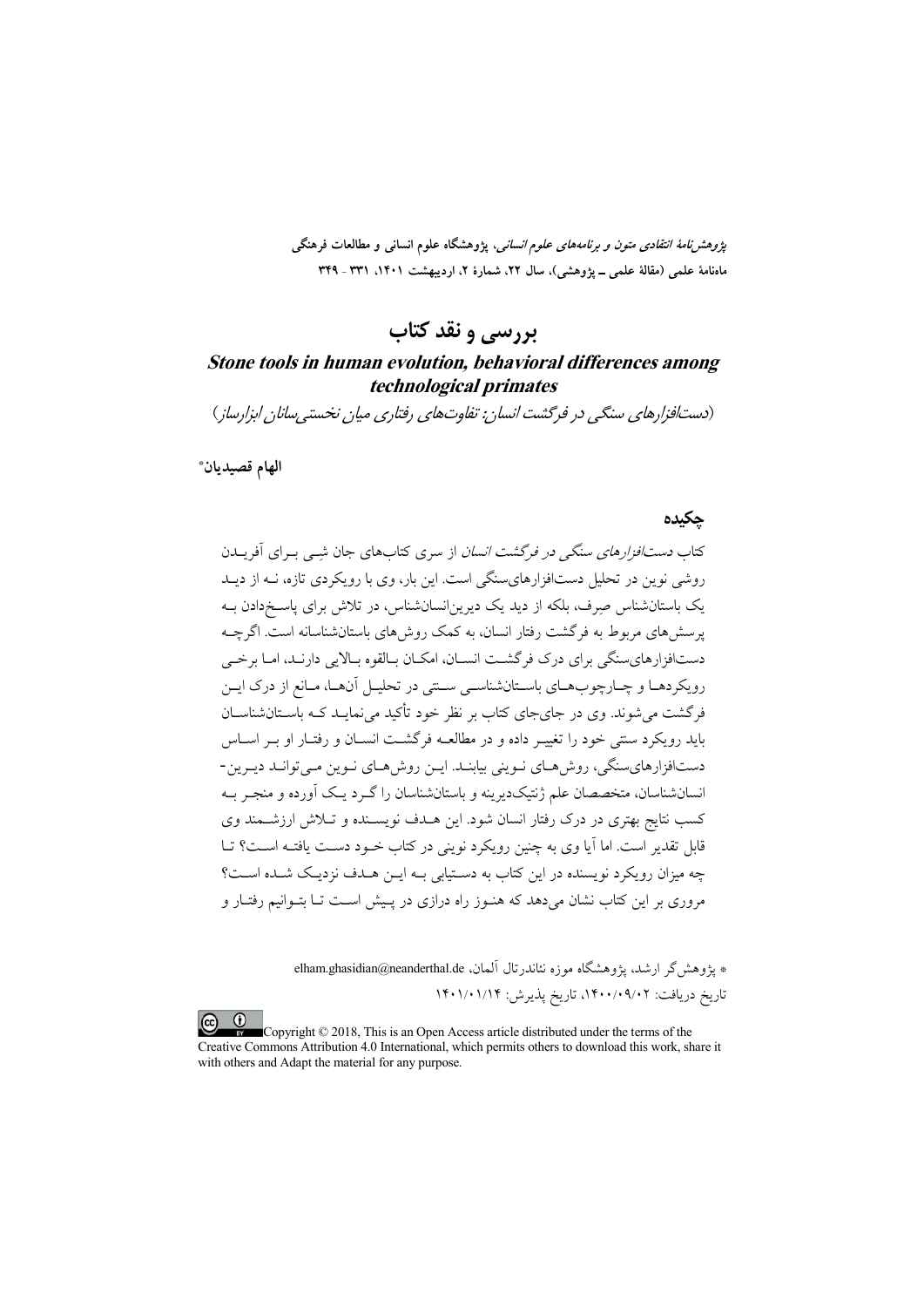# بررسی و نقد کتاب

## *Stone tools in human evolution, behavioral differences among technological primates*

(*دست‌افزارهای سنگی در فرگشت انسان: تفاوت‌های رفتاری میان نخستی‌سانان ابزارساز*)

**الهام قصیدیان***

### چکیده

کتاب *دست‌افزارهای سنگی در فرگشت انسان* از سری کتاب‌های جان شِیِ برای آفریدن روشی نوین در تحلیل دست‌افزارهای‌سنگی است. این بار، وی با رویکردی تازه، نه از دید یک باستان‌شناس صِرف، بلکه از دید یک دیرین‌انسان‌شناس، در تلاش برای پاسخ‌دادن به پرسش‌های مربوط به فرگشت رفتار انسان، به کمک روش‌های باستان‌شناسانه است. اگرچه دست‌افزارهای‌سنگی برای درک فرگشت انسان، امکان بالقوه بالایی دارند، اما برخی رویکردها و چارچوب‌های باستان‌شناسی سنتی در تحلیل آن‌ها، مانع از درک این فرگشت می‌شوند. وی در جای‌جای کتاب بر نظر خود تأکید می‌نماید که باستان‌شناسان باید رویکرد سنتی خود را تغییر داده و در مطالعه فرگشت انسان و رفتار او بر اساس دست‌افزارهای‌سنگی، روش‌های نوینی بیابند. این روش‌های نوین می‌توانند دیرین-انسان‌شناسان، متخصصان علم ژنتیک‌دیرینه و باستان‌شناسان را گرد یک آورده و منجر به کسب نتایج بهتری در درک رفتار انسان شود. این هدف نویسنده و تلاش ارزشمند وی قابل تقدیر است. اما آیا وی به چنین رویکرد نوینی در کتاب خود دست یافته است؟ تا چه میزان رویکرد نویسنده در این کتاب به دستیابی به این هدف نزدیک شده است؟ مروری بر این کتاب نشان می‌دهد که هنوز راه درازی در پیش است تا بتوانیم رفتار و

---

* پژوهش‌گر ارشد، پژوهشگاه موزه نئاندرتال آلمان، elham.ghasidian@neanderthal.de

تاریخ دریافت: ۱۴۰۰/۰۹/۰۲، تاریخ پذیرش: ۱۴۰۱/۰۱/۱۴

Copyright © 2018, This is an Open Access article distributed under the terms of the Creative Commons Attribution 4.0 International, which permits others to download this work, share it with others and Adapt the material for any purpose.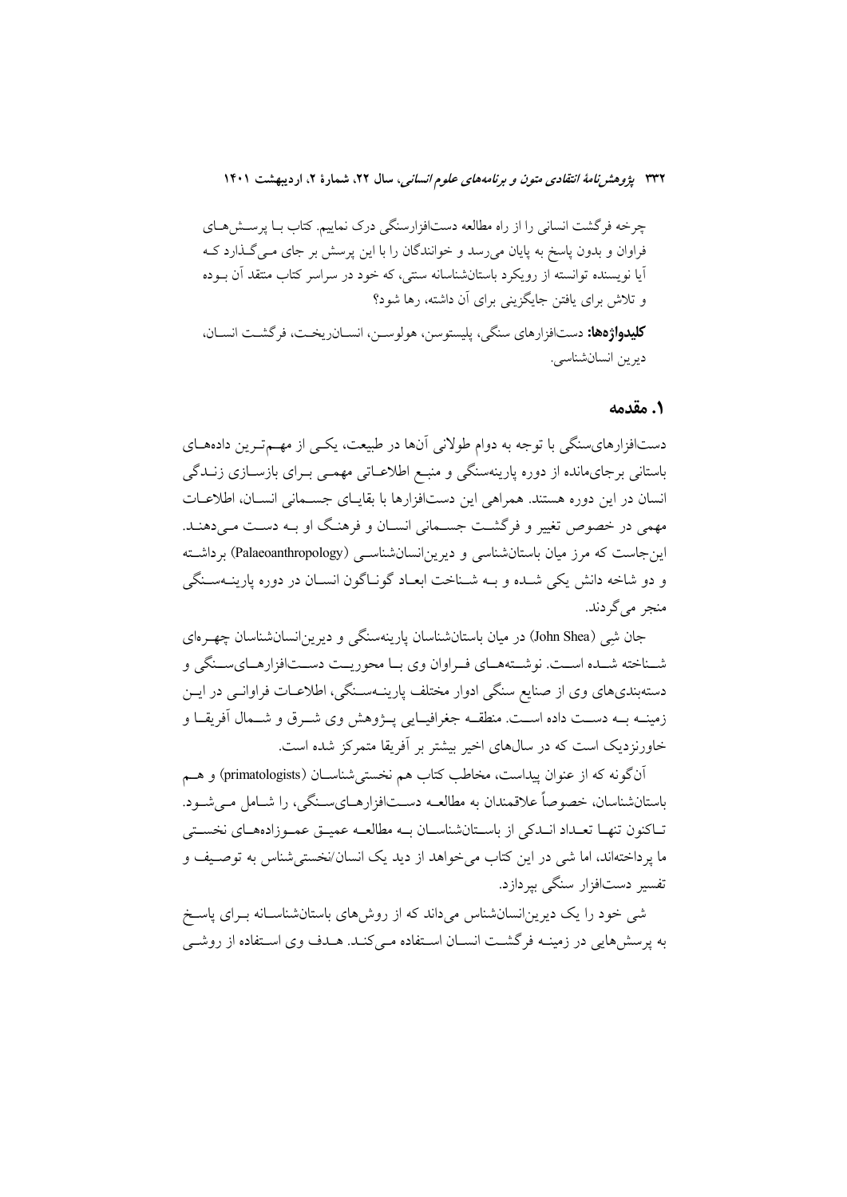چرخه فرگشت انسانی را از راه مطالعه دست‌افزارسنگی درک نماییم. کتاب بـا پرسـش‌هـای فراوان و بدون پاسخ به پایان می‌رسد و خوانندگان را با این پرسش بر جای مـی‌گـذارد کـه آیا نویسنده توانسته از رویکرد باستان‌شناسانه سنتی، که خود در سراسر کتاب منتقد آن بـوده و تلاش برای یافتن جایگزینی برای آن داشته، رها شود؟

**کلیدواژه‌ها:** دست‌افزارهای سنگی، پلیستوسن، هولوسـن، انسـان‌ریخـت، فرگشـت انسـان، دیرین انسان‌شناسی.

## ۱. مقدمه

دست‌افزارهای‌سنگی با توجه به دوام طولانی آن‌ها در طبیعت، یکـی از مهـم‌تـرین داده‌هـای باستانی برجای‌مانده از دوره پارینه‌سنگی و منبـع اطلاعـاتی مهمـی بـرای بازسـازی زنـدگی انسان در این دوره هستند. همراهی این دست‌افزارها با بقایـای جسـمانی انسـان، اطلاعـات مهمی در خصوص تغییر و فرگشـت جسـمانی انسـان و فرهنـگ او بـه دسـت مـی‌دهنـد. این‌جاست که مرز میان باستان‌شناسی و دیرین‌انسان‌شناسـی (Palaeoanthropology) برداشـته و دو شاخه دانش یکی شـده و بـه شـناخت ابعـاد گونـاگون انسـان در دوره پارینـه‌سـنگی منجر می‌گردند.

جان شِی (John Shea) در میان باستان‌شناسان پارینه‌سنگی و دیرین‌انسان‌شناسان چهـره‌ای شـناخته شـده اسـت. نوشـته‌هـای فـراوان وی بـا محوریـت دسـت‌افزارهـای‌سـنگی و دسته‌بندی‌های وی از صنایع سنگی ادوار مختلف پارینـه‌سـنگی، اطلاعـات فراوانـی در ایـن زمینـه بـه دسـت داده اسـت. منطقـه جغرافیـایی پـژوهش وی شـرق و شـمال آفریقـا و خاورنزدیک است که در سال‌های اخیر بیشتر بر آفریقا متمرکز شده است.

آن‌گونه که از عنوان پیداست، مخاطب کتاب هم نخستی‌شناسـان (primatologists) و هـم باستان‌شناسان، خصوصاً علاقمندان به مطالعـه دسـت‌افزارهـای‌سـنگی، را شـامل مـی‌شـود. تـاکنون تنهـا تعـداد انـدکی از باسـتان‌شناسـان بـه مطالعـه عمیـق عمـوزاده‌هـای نخسـتی ما پرداخته‌اند، اما شی در این کتاب می‌خواهد از دید یک انسان/نخستی‌شناس به توصـیف و تفسیر دست‌افزار سنگی بپردازد.

شی خود را یک دیرین‌انسان‌شناس می‌داند که از روش‌های باستان‌شناسـانه بـرای پاسـخ به پرسش‌هایی در زمینـه فرگشـت انسـان اسـتفاده مـی‌کنـد. هـدف وی اسـتفاده از روشـی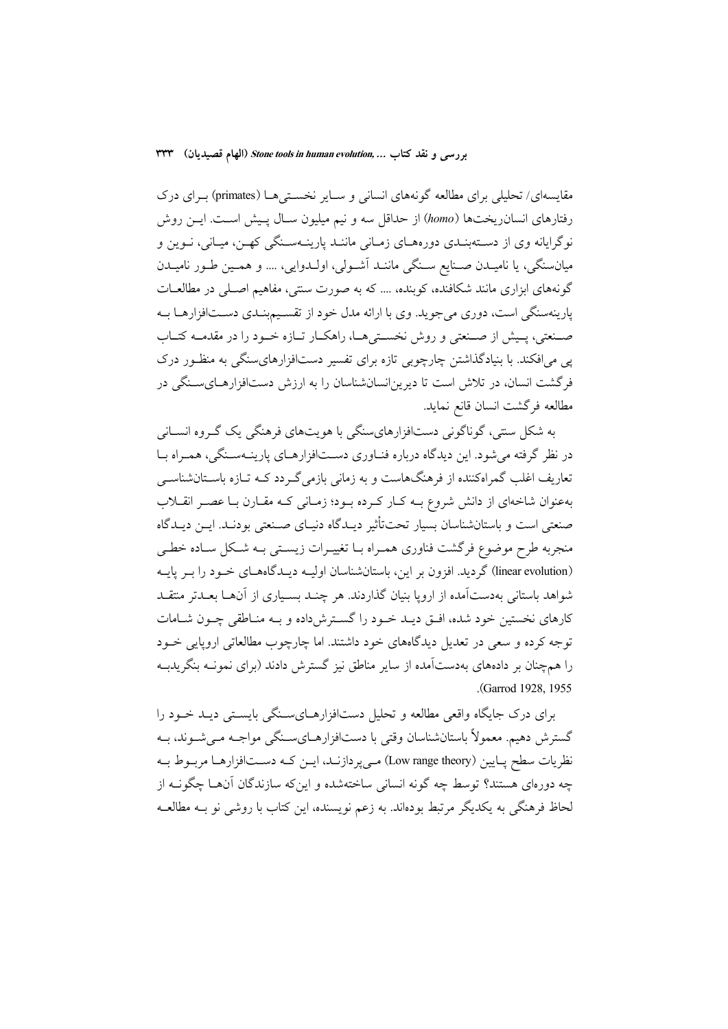مقایسه‌ای/ تحلیلی برای مطالعه گونه‌های انسانی و سایر نخستی‌ها (primates) برای درک رفتارهای انسان‌ریخت‌ها (*homo*) از حداقل سه و نیم میلیون سال پیش است. این روش نوگرایانه وی از دسته‌بندی دوره‌های زمانی مانند پارینه‌سنگی کهن، میانی، نوین و میان‌سنگی، یا نامیدن صنایع سنگی مانند آشولی، اولدوایی، .... و همین طور نامیدن گونه‌های ابزاری مانند شکافنده، کوبنده، .... که به صورت سنتی، مفاهیم اصلی در مطالعات پارینه‌سنگی است، دوری می‌جوید. وی با ارائه مدل خود از تقسیم‌بندی دست‌افزارها به صنعتی، پیش از صنعتی و روش نخستی‌ها، راهکار تازه خود را در مقدمه کتاب پی می‌افکند. با بنیادگذاشتن چارچوبی تازه برای تفسیر دست‌افزارهای‌سنگی به منظور درک فرگشت انسان، در تلاش است تا دیرین‌انسان‌شناسان را به ارزش دست‌افزارهای‌سنگی در مطالعه فرگشت انسان قانع نماید.

به شکل سنتی، گوناگونی دست‌افزارهای‌سنگی با هویت‌های فرهنگی یک گروه انسانی در نظر گرفته می‌شود. این دیدگاه درباره فناوری دست‌افزارهای پارینه‌سنگی، همراه با تعاریف اغلب گمراه‌کننده از فرهنگ‌هاست و به زمانی بازمی‌گردد که تازه باستان‌شناسی به‌عنوان شاخه‌ای از دانش شروع به کار کرده بود؛ زمانی که مقارن با عصر انقلاب صنعتی است و باستان‌شناسان بسیار تحت‌تأثیر دیدگاه دنیای صنعتی بودند. این دیدگاه منجربه طرح موضوع فرگشت فناوری همراه با تغییرات زیستی به شکل ساده خطی (linear evolution) گردید. افزون بر این، باستان‌شناسان اولیه دیدگاه‌های خود را بر پایه شواهد باستانی به‌دست‌آمده از اروپا بنیان گذاردند. هر چند بسیاری از آن‌ها بعدتر منتقد کارهای نخستین خود شده، افق دید خود را گسترش‌داده و به مناطقی چون شامات توجه کرده و سعی در تعدیل دیدگاه‌های خود داشتند. اما چارچوب مطالعاتی اروپایی خود را هم‌چنان بر داده‌های به‌دست‌آمده از سایر مناطق نیز گسترش دادند (برای نمونه بنگریدبه .(Garrod 1928, 1955

برای درک جایگاه واقعی مطالعه و تحلیل دست‌افزارهای‌سنگی بایستی دید خود را گسترش دهیم. معمولاً باستان‌شناسان وقتی با دست‌افزارهای‌سنگی مواجه می‌شوند، به نظریات سطح پایین (Low range theory) می‌پردازند، این که دست‌افزارها مربوط به چه دوره‌ای هستند؟ توسط چه گونه انسانی ساخته‌شده و این‌که سازندگان آن‌ها چگونه از لحاظ فرهنگی به یکدیگر مرتبط بوده‌اند. به زعم نویسنده، این کتاب با روشی نو به مطالعه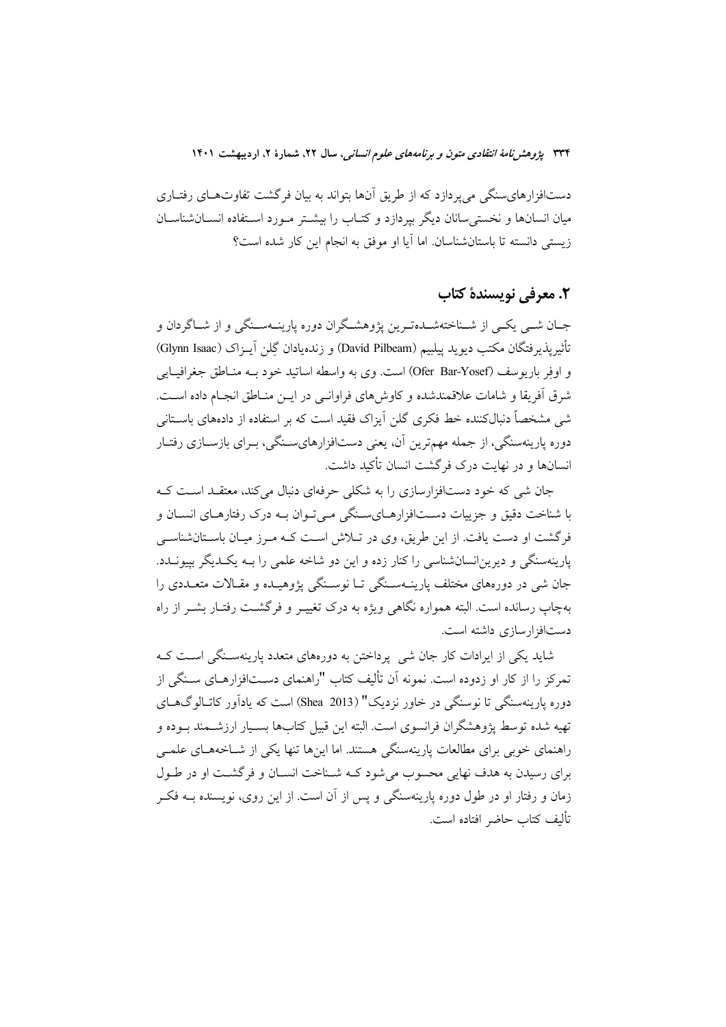دست‌افزارهای‌سنگی می‌پردازد که از طریق آن‌ها بتواند به بیان فرگشت تفاوت‌های رفتاری میان انسان‌ها و نخستی‌سانان دیگر بپردازد و کتاب را بیشتر مورد استفاده انسان‌شناسان زیستی دانسته تا باستان‌شناسان. اما آیا او موفق به انجام این کار شده است؟

## ۲. معرفی نویسندهٔ کتاب

جان شی یکی از شناخته‌شده‌ترین پژوهشگران دوره پارینه‌سنگی و از شاگردان و تأثیرپذیرفتگان مکتب دیوید پیلبیم (David Pilbeam) و زنده‌یادان گِلن آیزاک (Glynn Isaac) و اوفِر باریوسف (Ofer Bar-Yosef) است. وی به واسطه اساتید خود به مناطق جغرافیایی شرق آفریقا و شامات علاقمندشده و کاوش‌های فراوانی در این مناطق انجام داده است. شی مشخصاً دنبال‌کننده خط فکری گلن آیزاک فقید است که بر استفاده از داده‌های باستانی دوره پارینه‌سنگی، از جمله مهم‌ترین آن، یعنی دست‌افزارهای‌سنگی، برای بازسازی رفتار انسان‌ها و در نهایت درک فرگشت انسان تأکید داشت.

جان شی که خود دست‌افزارسازی را به شکلی حرفه‌ای دنبال می‌کند، معتقد است که با شناخت دقیق و جزییات دست‌افزارهای‌سنگی می‌توان به درک رفتارهای انسان و فرگشت او دست یافت. از این طریق، وی در تلاش است که مرز میان باستان‌شناسی پارینه‌سنگی و دیرین‌انسان‌شناسی را کنار زده و این دو شاخه علمی را به یکدیگر بپیوندد. جان شی در دوره‌های مختلف پارینه‌سنگی تا نوسنگی پژوهیده و مقالات متعددی را به‌چاپ رسانده است. البته همواره نگاهی ویژه به درک تغییر و فرگشت رفتار بشر از راه دست‌افزارسازی داشته است.

شاید یکی از ایرادات کار جان شی پرداختن به دوره‌های متعدد پارینه‌سنگی است که تمرکز را از کار او زدوده است. نمونه آن تألیف کتاب "راهنمای دست‌افزارهای سنگی از دوره پارینه‌سنگی تا نوسنگی در خاور نزدیک" (Shea 2013) است که یادآور کاتالوگ‌های تهیه شده توسط پژوهشگران فرانسوی است. البته این قبیل کتاب‌ها بسیار ارزشمند بوده و راهنمای خوبی برای مطالعات پارینه‌سنگی هستند. اما این‌ها تنها یکی از شاخه‌های علمی برای رسیدن به هدف نهایی محسوب می‌شود که شناخت انسان و فرگشت او در طول زمان و رفتار او در طول دوره پارینه‌سنگی و پس از آن است. از این روی، نویسنده به فکر تألیف کتاب حاضر افتاده است.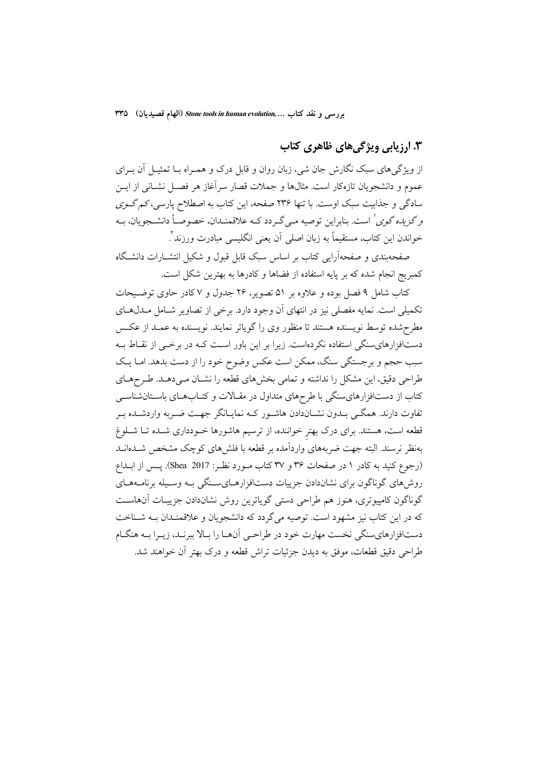## ۳. ارزیابی ویژگی‌های ظاهری کتاب

از ویژگی‌های سبک نگارش جان شی، زبان روان و قابل درک و همراه با تمثیل آن برای عموم و دانشجویان تازه‌کار است. مثال‌ها و جملات قصار سرآغاز هر فصل نشانی از این سادگی و جذابیت سبک اوست. با تنها ۲۳۶ صفحه، این کتاب به اصطلاح پارسی، *کم‌گوی و گزیده‌گوی*[1] است. بنابراین توصیه می‌گردد که علاقمندان، خصوصاً دانشجویان، به خواندن این کتاب، مستقیماً به زبان اصلی آن یعنی انگلیسی مبادرت ورزند[2].

صفحه‌بندی و صفحه‌آرایی کتاب بر اساس سبک قابل قبول و شکیل انتشارات دانشگاه کمبریج انجام شده که بر پایه استفاده از فضاها و کادرها به بهترین شکل است.

کتاب شامل ۹ فصل بوده و علاوه بر ۵۱ تصویر، ۲۶ جدول و ۷ کادر حاوی توضیحات تکمیلی است. نمایه مفصلی نیز در انتهای آن وجود دارد. برخی از تصاویر شامل مدل‌های مطرح‌شده توسط نویسنده هستند تا منظور وی را گویاتر نمایند. نویسنده به عمد از عکس دست‌افزارهای‌سنگی استفاده نکرده‌است. زیرا بر این باور است که در برخی از نقاط به سبب حجم و برجستگی سنگ، ممکن است عکس وضوح خود را از دست بدهد. اما یک طراحی دقیق، این مشکل را نداشته و تمامی بخش‌های قطعه را نشان می‌دهد. طرح‌های کتاب از دست‌افزارهای‌سنگی با طرح‌های متداول در مقالات و کتاب‌های باستان‌شناسی تفاوت دارند. همگی بدون نشان‌دادن هاشور که نمایانگر جهت ضربه واردشده بر قطعه است، هستند. برای درک بهترِ خواننده، از ترسیم هاشورها خودداری شده تا شلوغ به‌نظر نرسند. البته جهت ضربه‌های واردآمده بر قطعه با فلش‌های کوچک مشخص شده‌اند (رجوع کنید به کادر ۱ در صفحات ۳۶ و ۳۷ کتاب مورد نظر: Shea 2017). پس از ابداع روش‌های گوناگون برای نشان‌دادن جزییات دست‌افزارهای‌سنگی به وسیله برنامه‌های گوناگون کامپیوتری، هنوز هم طراحی دستی گویاترین روش نشان‌دادن جزییات آن‌هاست که در این کتاب نیز مشهود است. توصیه می‌گردد که دانشجویان و علاقمندان به شناخت دست‌افزارهای‌سنگی نخست مهارت خود در طراحی آن‌ها را بالا ببرند، زیرا به هنگام طراحی دقیق قطعات، موفق به دیدن جزئیات تراش قطعه و درک بهتر آن خواهند شد.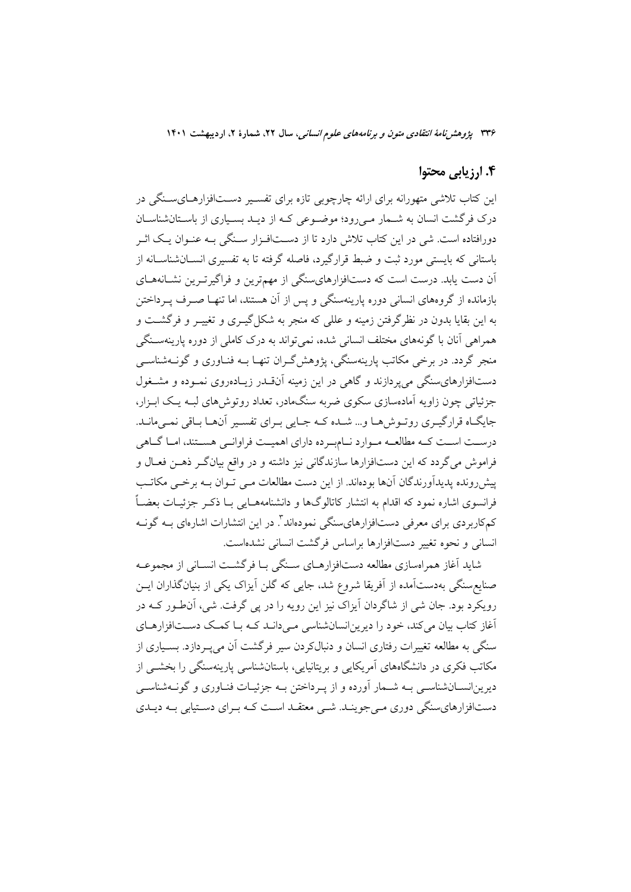## ۴. ارزیابی محتوا

این کتاب تلاشی متهورانه برای ارائه چارچوبی تازه برای تفسیر دست‌افزارهای‌سنگی در درک فرگشت انسان به شمار می‌رود؛ موضوعی که از دید بسیاری از باستان‌شناسان دورافتاده است. شی در این کتاب تلاش دارد تا از دست‌افزار سنگی به عنوان یک اثر باستانی که بایستی مورد ثبت و ضبط قرارگیرد، فاصله گرفته تا به تفسیری انسان‌شناسانه از آن دست یابد. درست است که دست‌افزارهای‌سنگی از مهم‌ترین و فراگیرترین نشانه‌های بازمانده از گروه‌های انسانی دوره پارینه‌سنگی و پس از آن هستند، اما تنها صرف پرداختن به این بقایا بدون در نظرگرفتن زمینه و عللی که منجر به شکل‌گیری و تغییر و فرگشت و همراهی آنان با گونه‌های مختلف انسانی شده، نمی‌تواند به درک کاملی از دوره پارینه‌سنگی منجر گردد. در برخی مکاتب پارینه‌سنگی، پژوهش‌گران تنها به فناوری و گونه‌شناسی دست‌افزارهای‌سنگی می‌پردازند و گاهی در این زمینه آن‌قدر زیاده‌روی نموده و مشغول جزئیاتی چون زاویه آماده‌سازی سکوی ضربه سنگ‌مادر، تعداد روتوش‌های لبه یک ابزار، جایگاه قرارگیری روتوش‌ها و... شده که جایی برای تفسیر آن‌ها باقی نمی‌ماند. درست است که مطالعه موارد نام‌برده دارای اهمیت فراوانی هستند، اما گاهی فراموش می‌گردد که این دست‌افزارها سازندگانی نیز داشته و در واقع بیانگر ذهن فعال و پیش‌رونده پدیدآورندگان آن‌ها بوده‌اند. از این دست مطالعات می توان به برخی مکاتب فرانسوی اشاره نمود که اقدام به انتشار کاتالوگ‌ها و دانشنامه‌هایی با ذکر جزئیات بعضاً کم‌کاربردی برای معرفی دست‌افزارهای‌سنگی نموده‌اند[3]. در این انتشارات اشاره‌ای به گونه انسانی و نحوه تغییر دست‌افزارها براساس فرگشت انسانی نشده‌است.

شاید آغاز همراه‌سازی مطالعه دست‌افزارهای سنگی با فرگشت انسانی از مجموعه صنایع‌سنگی به‌دست‌آمده از آفریقا شروع شد، جایی که گلن آیزاک یکی از بنیان‌گذاران این رویکرد بود. جان شی از شاگردان آیزاک نیز این رویه را در پی گرفت. شی، آن‌طور که در آغاز کتاب بیان می‌کند، خود را دیرین‌انسان‌شناسی می‌داند که با کمک دست‌افزارهای سنگی به مطالعه تغییرات رفتاری انسان و دنبال‌کردن سیر فرگشت آن می‌پردازد. بسیاری از مکاتب فکری در دانشگاه‌های آمریکایی و بریتانیایی، باستان‌شناسی پارینه‌سنگی را بخشی از دیرین‌انسان‌شناسی به شمار آورده و از پرداختن به جزئیات فناوری و گونه‌شناسی دست‌افزارهای‌سنگی دوری می‌جویند. شی معتقد است که برای دستیابی به دیدی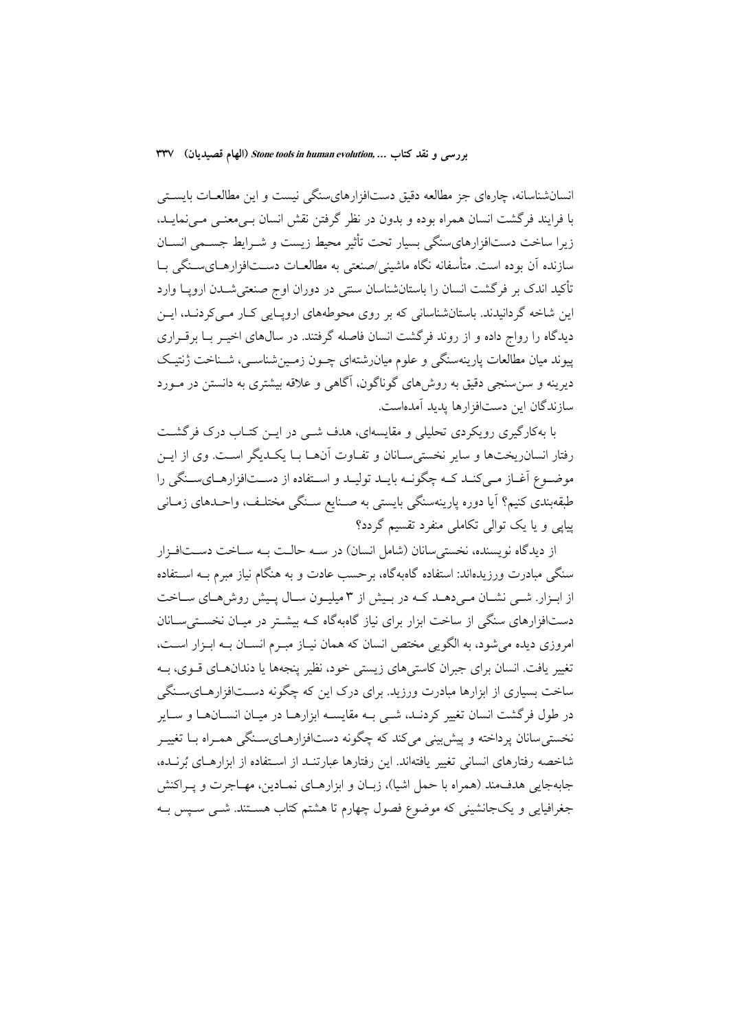انسان‌شناسانه، چاره‌ای جز مطالعه دقیق دست‌افزارهای‌سنگی نیست و این مطالعات بایستی با فرایند فرگشت انسان همراه بوده و بدون در نظر گرفتن نقش انسان بی‌معنی می‌نماید، زیرا ساخت دست‌افزارهای‌سنگی بسیار تحت تأثیر محیط زیست و شرایط جسمی انسان سازنده آن بوده است. متأسفانه نگاه ماشینی/صنعتی به مطالعات دست‌افزارهای‌سنگی با تأکید اندک بر فرگشت انسان را باستان‌شناسان سنتی در دوران اوج صنعتی‌شدن اروپا وارد این شاخه گردانیدند. باستان‌شناسانی که بر روی محوطه‌های اروپایی کار می‌کردند، این دیدگاه را رواج داده و از روند فرگشت انسان فاصله گرفتند. در سال‌های اخیر با برقراری پیوند میان مطالعات پارینه‌سنگی و علوم میان‌رشته‌ای چون زمین‌شناسی، شناخت ژنتیک دیرینه و سن‌سنجی دقیق به روش‌های گوناگون، آگاهی و علاقه بیشتری به دانستن در مورد سازندگان این دست‌افزارها پدید آمده‌است.

با به‌کارگیری رویکردی تحلیلی و مقایسه‌ای، هدف شی در این کتاب درک فرگشت رفتار انسان‌ریخت‌ها و سایر نخستی‌سانان و تفاوت آن‌ها با یکدیگر است. وی از این موضوع آغاز می‌کند که چگونه باید تولید و استفاده از دست‌افزارهای‌سنگی را طبقه‌بندی کنیم؟ آیا دوره پارینه‌سنگی بایستی به صنایع سنگی مختلف، واحدهای زمانی پیاپی و یا یک توالی تکاملی منفرد تقسیم گردد؟

از دیدگاه نویسنده، نخستی‌سانان (شامل انسان) در سه حالت به ساخت دست‌افزار سنگی مبادرت ورزیده‌اند: استفاده گاه‌به‌گاه، برحسب عادت و به هنگام نیاز مبرم به استفاده از ابزار. شی نشان می‌دهد که در بیش از ۳ میلیون سال پیش روش‌های ساخت دست‌افزارهای سنگی از ساخت ابزار برای نیاز گاه‌به‌گاه که بیشتر در میان نخستی‌سانان امروزی دیده می‌شود، به الگویی مختص انسان که همان نیاز مبرم انسان به ابزار است، تغییر یافت. انسان برای جبران کاستی‌های زیستی خود، نظیر پنجه‌ها یا دندان‌های قوی، به ساخت بسیاری از ابزارها مبادرت ورزید. برای درک این که چگونه دست‌افزارهای‌سنگی در طول فرگشت انسان تغییر کردند، شی به مقایسه ابزارها در میان انسان‌ها و سایر نخستی‌سانان پرداخته و پیش‌بینی می‌کند که چگونه دست‌افزارهای‌سنگی همراه با تغییر شاخصه رفتارهای انسانی تغییر یافته‌اند. این رفتارها عبارتند از استفاده از ابزارهای بُرنده، جابه‌جایی هدف‌مند (همراه با حمل اشیا)، زبان و ابزارهای نمادین، مهاجرت و پراکنش جغرافیایی و یک‌جانشینی که موضوع فصول چهارم تا هشتم کتاب هستند. شی سپس به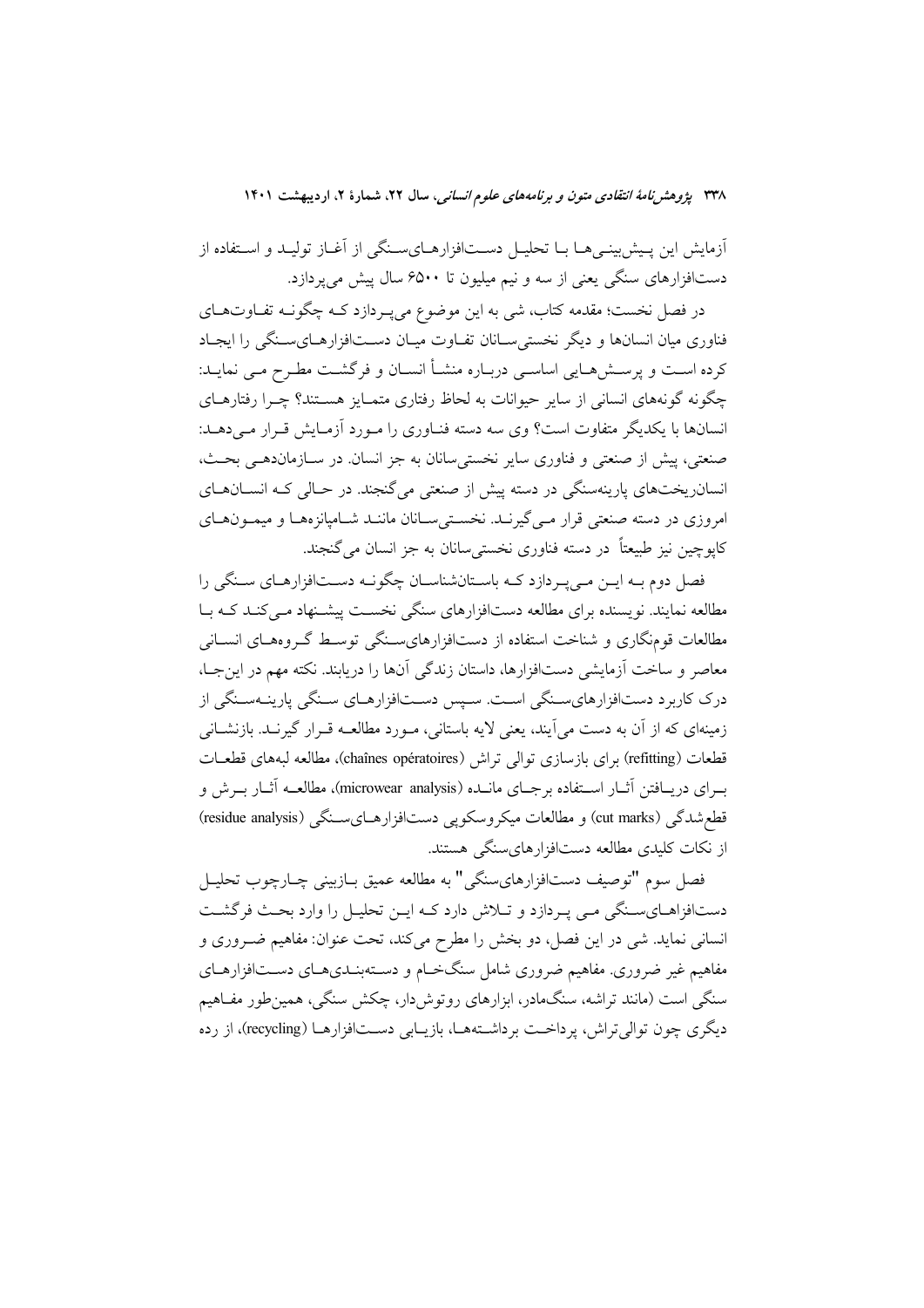آزمایش این پیش‌بینی‌ها با تحلیل دست‌افزارهای‌سنگی از آغاز تولید و استفاده از دست‌افزارهای سنگی یعنی از سه و نیم میلیون تا ۶۵۰۰ سال پیش می‌پردازد.

در فصل نخست؛ مقدمه کتاب، شی به این موضوع می‌پردازد که چگونه تفاوت‌های فناوری میان انسان‌ها و دیگر نخستی‌سانان تفاوت میان دست‌افزارهای‌سنگی را ایجاد کرده است و پرسش‌هایی اساسی درباره منشأ انسان و فرگشت مطرح می نماید: چگونه گونه‌های انسانی از سایر حیوانات به لحاظ رفتاری متمایز هستند؟ چرا رفتارهای انسان‌ها با یکدیگر متفاوت است؟ وی سه دسته فناوری را مورد آزمایش قرار می‌دهد: صنعتی، پیش از صنعتی و فناوری سایر نخستی‌سانان به جز انسان. در سازمان‌دهی بحث، انسان‌ریخت‌های پارینه‌سنگی در دسته پیش از صنعتی می‌گنجند. در حالی که انسان‌های امروزی در دسته صنعتی قرار می‌گیرند. نخستی‌سانان مانند شامپانزه‌ها و میمون‌های کاپوچین نیز طبیعتاً در دسته فناوری نخستی‌سانان به جز انسان می‌گنجند.

فصل دوم به این می‌پردازد که باستان‌شناسان چگونه دست‌افزارهای سنگی را مطالعه نمایند. نویسنده برای مطالعه دست‌افزارهای سنگی نخست پیشنهاد می‌کند که با مطالعات قوم‌نگاری و شناخت استفاده از دست‌افزارهای‌سنگی توسط گروه‌های انسانی معاصر و ساخت آزمایشی دست‌افزارها، داستان زندگی آن‌ها را دریابند. نکته مهم در این‌جا، درک کاربرد دست‌افزارهای‌سنگی است. سپس دست‌افزارهای سنگی پارینه‌سنگی از زمینه‌ای که از آن به دست می‌آیند، یعنی لایه باستانی، مورد مطالعه قرار گیرند. بازنشانی قطعات (refitting) برای بازسازی توالی تراش (chaînes opératoires)، مطالعه لبه‌های قطعات برای دریافتن آثار استفاده برجای مانده (microwear analysis)، مطالعه آثار برش و قطع‌شدگی (cut marks) و مطالعات میکروسکوپی دست‌افزارهای‌سنگی (residue analysis) از نکات کلیدی مطالعه دست‌افزارهای‌سنگی هستند.

فصل سوم "توصیف دست‌افزارهای‌سنگی" به مطالعه عمیق بازبینی چارچوب تحلیل دست‌افزاهای‌سنگی می پردازد و تلاش دارد که این تحلیل را وارد بحث فرگشت انسانی نماید. شی در این فصل، دو بخش را مطرح می‌کند، تحت عنوان: مفاهیم ضروری و مفاهیم غیر ضروری. مفاهیم ضروری شامل سنگ‌خام و دسته‌بندی‌های دست‌افزارهای سنگی است (مانند تراشه، سنگ‌مادر، ابزارهای روتوش‌دار، چکش سنگی، همین‌طور مفاهیم دیگری چون توالی‌تراش، پرداخت برداشته‌ها، بازیابی دست‌افزارها (recycling)، از رده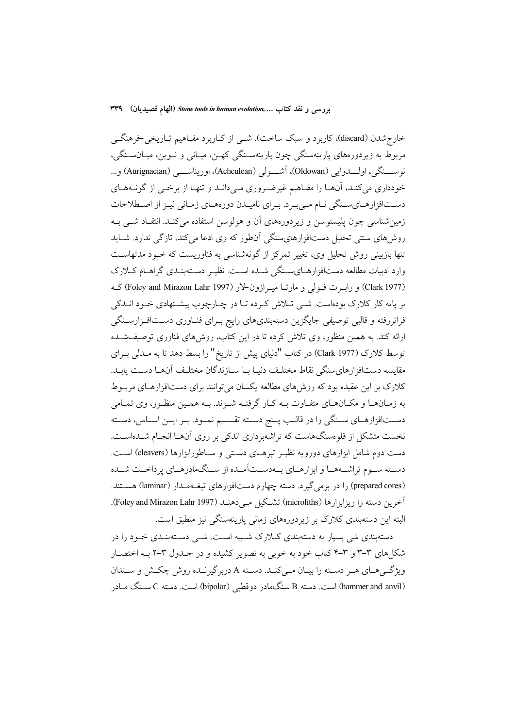خارج‌شدن (discard)، کاربرد و سبک ساخت). شی از کاربرد مفاهیم تاریخی-فرهنگی مربوط به زیردوره‌های پارینه‌سنگی چون پارینه‌سنگی کهن، میانی و نوین، میان‌سنگی، نوسنگی، اولدوایی (Oldowan)، آشولی (Acheulean)، اوریناسی (Aurignacian) و... خودداری می‌کند، آن‌ها را مفاهیم غیرضروری می‌داند و تنها از برخی از گونه‌های دست‌افزارهای‌سنگی نام می‌برد. برای نامیدن دوره‌های زمانی نیز از اصطلاحات زمین‌شناسی چون پلیستوسن و زیردوره‌های آن و هولوسن استفاده می‌کند. انتقاد شی به روش‌های سنتی تحلیل دست‌افزارهای‌سنگی آن‌طور که وی ادعا می‌کند، تازگی ندارد. شاید تنها بازبینی روش تحلیل وی، تغییر تمرکز از گونه‌شناسی به فناوریست که خود مدتهاست وارد ادبیات مطالعه دست‌افزارهای‌سنگی شده است. نظیر دسته‌بندی گراهام کلارک (Clark 1977) و رابرت فولی و مارتا میرازون-لار (Foley and Mirazon Lahr 1997) که بر پایه کار کلارک بوده‌است. شی تلاش کرده تا در چارچوب پیشنهادی خود اندکی فراتررفته و قالبی توصیفی جایگزین دسته‌بندی‌های رایج برای فناوری دست‌افزارسنگی ارائه کند. به همین منظور، وی تلاش کرده تا در این کتاب، روش‌های فناوری توصیف‌شده توسط کلارک (Clark 1977) در کتاب "دنیای پیش از تاریخ" را بسط دهد تا به مدلی برای مقایسه دست‌افزارهای‌سنگی نقاط مختلف دنیا با سازندگان مختلف آن‌ها دست یابد. کلارک بر این عقیده بود که روش‌های مطالعه یکسان می‌توانند برای دست‌افزارهای مربوط به زمان‌ها و مکان‌های متفاوت به کار گرفته شوند. به همین منظور، وی تمامی دست‌افزارهای سنگی را در قالب پنج دسته تقسیم نمود. بر این اساس، دسته نخست متشکل از قلوه‌سنگ‌هاست که تراشه‌برداری اندکی بر روی آن‌ها انجام شده‌است. دست دوم شامل ابزارهای دورویه نظیر تبرهای دستی و ساطورابزارها (cleavers) است. دسته سوم تراشه‌ها و ابزارهای به‌دست‌آمده از سنگ‌مادرهای پرداخت شده (prepared cores) را در برمی‌گیرد. دسته چهارم دست‌افزارهای تیغه‌مدار (laminar) هستند. آخرین دسته را ریزابزارها (microliths) تشکیل می‌دهند (Foley and Mirazon Lahr 1997). البته این دسته‌بندی کلارک بر زیردوره‌های زمانی پارینه‌سنگی نیز منطبق است.

دسته‌بندی شی بسیار به دسته‌بندی کلارک شبیه است. شی دسته‌بندی خود را در شکل‌های ۳-۳ و ۳-۴ کتاب خود به خوبی به تصویر کشیده و در جدول ۳-۲ به اختصار ویژگی‌های هر دسته را بیان می‌کند. دسته A دربرگیرنده روش چکش و سندان (hammer and anvil) است. دسته B سنگ‌مادر دوقطبی (bipolar) است. دسته C سنگ مادر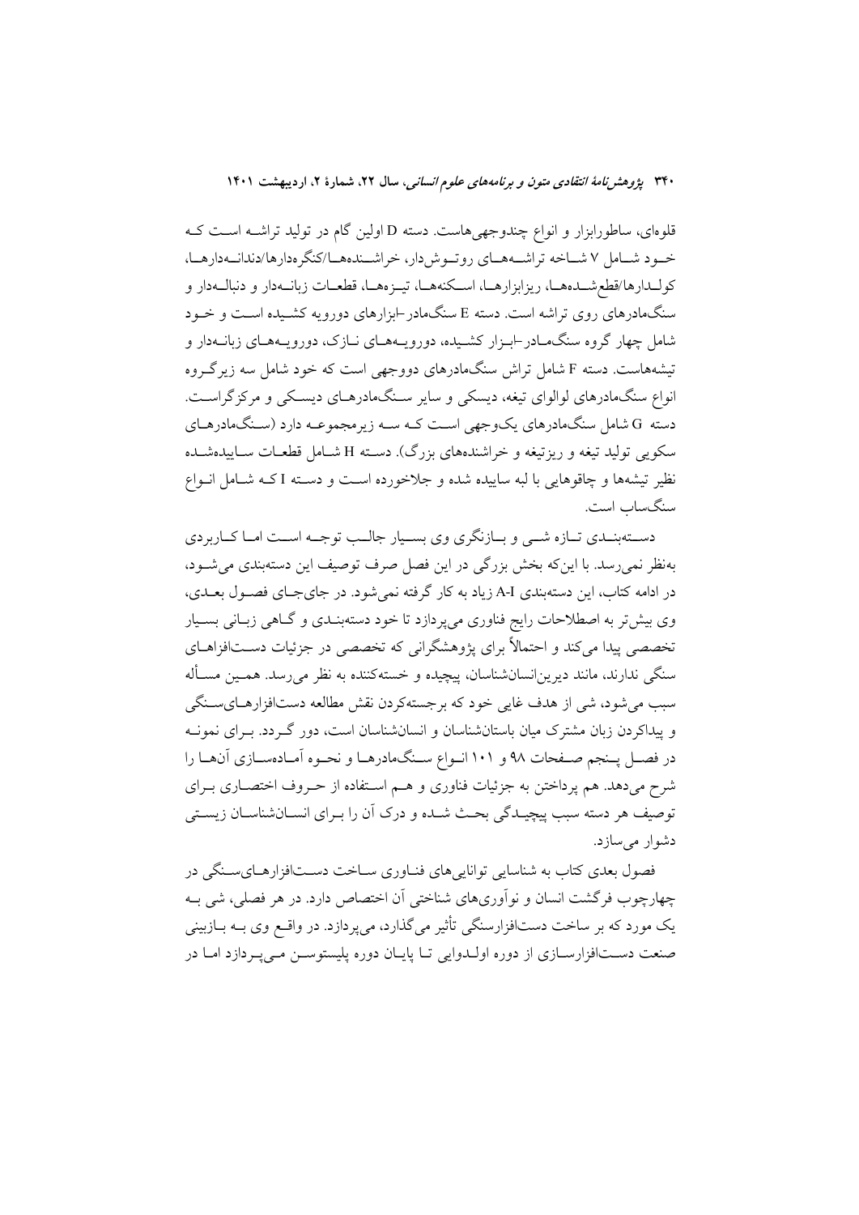قلوه‌ای، ساطورابزار و انواع چندوجهی‌هاست. دسته D اولین گام در تولید تراشه است که خود شامل ۷ شاخه تراشه‌های روتوش‌دار، خراشنده‌ها/کنگره‌دارها/دندانه‌دارها، کولدارها/قطع‌شده‌ها، ریزابزارها، اسکنه‌ها، تیزه‌ها، قطعات زبانه‌دار و دنباله‌دار و سنگ‌مادرهای روی تراشه است. دسته E سنگ‌مادر–ابزارهای دورویه کشیده است و خود شامل چهار گروه سنگ‌مادر–ابزار کشیده، دورویه‌های نازک، دورویه‌های زبانه‌دار و تیشه‌هاست. دسته F شامل تراش سنگ‌مادرهای دووجهی است که خود شامل سه زیرگروه انواع سنگ‌مادرهای لوالوای تیغه، دیسکی و سایر سنگ‌مادرهای دیسکی و مرکزگراست. دسته G شامل سنگ‌مادرهای یک‌وجهی است که سه زیرمجموعه دارد (سنگ‌مادرهای سکویی تولید تیغه و ریزتیغه و خراشنده‌های بزرگ). دسته H شامل قطعات ساییده‌شده نظیر تیشه‌ها و چاقوهایی با لبه ساییده شده و جلاخورده است و دسته I که شامل انواع سنگ‌ساب است.

دسته‌بندی تازه شی و بازنگری وی بسیار جالب توجه است اما کاربردی به‌نظر نمی‌رسد. با این‌که بخش بزرگی در این فصل صرف توصیف این دسته‌بندی می‌شود، در ادامه کتاب، این دسته‌بندی A-I زیاد به کار گرفته نمی‌شود. در جای‌جای فصول بعدی، وی بیش‌تر به اصطلاحات رایج فناوری می‌پردازد تا خود دسته‌بندی و گاهی زبانی بسیار تخصصی پیدا می‌کند و احتمالاً برای پژوهشگرانی که تخصصی در جزئیات دست‌افزاهای سنگی ندارند، مانند دیرین‌انسان‌شناسان، پیچیده و خسته‌کننده به نظر می‌رسد. همین مسأله سبب می‌شود، شی از هدف غایی خود که برجسته‌کردن نقش مطالعه دست‌افزارهای‌سنگی و پیداکردن زبان مشترک میان باستان‌شناسان و انسان‌شناسان است، دور گردد. برای نمونه در فصل پنجم صفحات ۹۸ و ۱۰۱ انواع سنگ‌مادرها و نحوه آماده‌سازی آن‌ها را شرح می‌دهد. هم پرداختن به جزئیات فناوری و هم استفاده از حروف اختصاری برای توصیف هر دسته سبب پیچیدگی بحث شده و درک آن را برای انسان‌شناسان زیستی دشوار می‌سازد.

فصول بعدی کتاب به شناسایی توانایی‌های فناوری ساخت دست‌افزارهای‌سنگی در چهارچوب فرگشت انسان و نوآوری‌های شناختی آن اختصاص دارد. در هر فصلی، شی به یک مورد که بر ساخت دست‌افزارسنگی تأثیر می‌گذارد، می‌پردازد. در واقع وی به بازبینی صنعت دست‌افزارسازی از دوره اولدوایی تا پایان دوره پلیستوسن می‌پردازد اما در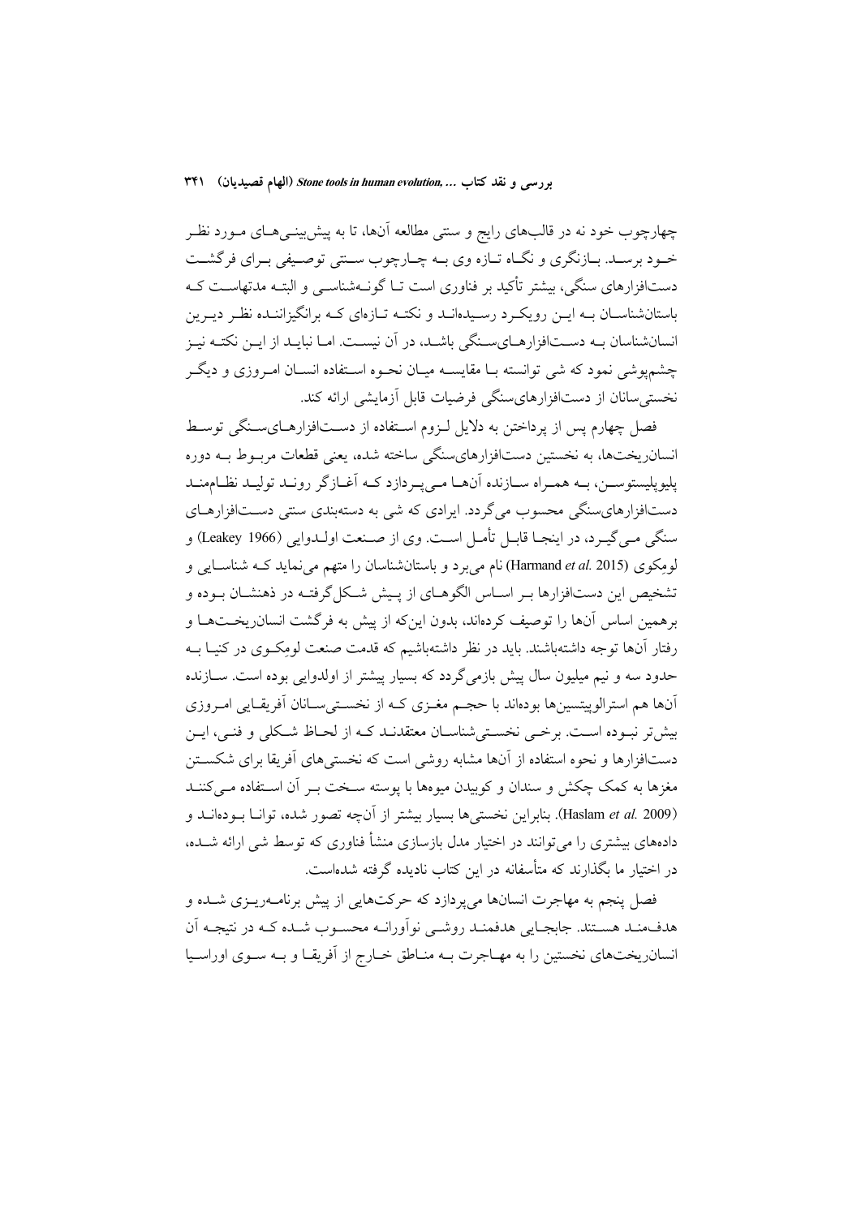چهارچوب خود نه در قالب‌های رایج و سنتی مطالعه آن‌ها، تا به پیش‌بینی‌های مورد نظر خود برسد. بازنگری و نگاه تازه وی به چارچوب سنتی توصیفی برای فرگشت دست‌افزارهای سنگی، بیشتر تأکید بر فناوری است تا گونه‌شناسی و البته مدتهاست که باستان‌شناسان به این رویکرد رسیده‌اند و نکته تازه‌ای که برانگیزاننده نظر دیرین انسان‌شناسان به دست‌افزارهای‌سنگی باشد، در آن نیست. اما نباید از این نکته نیز چشم‌پوشی نمود که شی توانسته با مقایسه میان نحوه استفاده انسان امروزی و دیگر نخستی‌سانان از دست‌افزارهای‌سنگی فرضیات قابل آزمایشی ارائه کند.

فصل چهارم پس از پرداختن به دلایل لزوم استفاده از دست‌افزارهای‌سنگی توسط انسان‌ریخت‌ها، به نخستین دست‌افزارهای‌سنگی ساخته شده، یعنی قطعات مربوط به دوره پلیوپلیستوسن، به همراه سازنده آن‌ها می‌پردازد که آغازگر روند تولید نظام‌مند دست‌افزارهای‌سنگی محسوب می‌گردد. ایرادی که شی به دسته‌بندی سنتی دست‌افزارهای سنگی می‌گیرد، در اینجا قابل تأمل است. وی از صنعت اولدوایی (Leakey 1966) و لومِکوی (Harmand *et al.* 2015) نام می‌برد و باستان‌شناسان را متهم می‌نماید که شناسایی و تشخیص این دست‌افزارها بر اساس الگوهای از پیش شکل‌گرفته در ذهنشان بوده و برهمین اساس آن‌ها را توصیف کرده‌اند، بدون این‌که از پیش به فرگشت انسان‌ریخت‌ها و رفتار آن‌ها توجه داشته‌باشند. باید در نظر داشته‌باشیم که قدمت صنعت لومکوی در کنیا به حدود سه و نیم میلیون سال پیش بازمی‌گردد که بسیار پیشتر از اولدوایی بوده است. سازنده آن‌ها هم استرالوپیتسین‌ها بوده‌اند با حجم مغزی که از نخستی‌سانان آفریقایی امروزی بیش‌تر نبوده است. برخی نخستی‌شناسان معتقدند که از لحاظ شکلی و فنی، این دست‌افزارها و نحوه استفاده از آن‌ها مشابه روشی است که نخستی‌های آفریقا برای شکستن مغزها به کمک چکش و سندان و کوبیدن میوه‌ها با پوسته سخت بر آن استفاده می‌کنند (Haslam *et al.* 2009). بنابراین نخستی‌ها بسیار بیشتر از آن‌چه تصور شده، توانا بوده‌اند و داده‌های بیشتری را می‌توانند در اختیار مدل بازسازی منشأ فناوری که توسط شی ارائه شده، در اختیار ما بگذارند که متأسفانه در این کتاب نادیده گرفته شده‌است.

فصل پنجم به مهاجرت انسان‌ها می‌پردازد که حرکت‌هایی از پیش برنامه‌ریزی شده و هدف‌مند هستند. جابجایی هدفمند روشی نوآورانه محسوب شده که در نتیجه آن انسان‌ریخت‌های نخستین را به مهاجرت به مناطق خارج از آفریقا و به سوی اوراسیا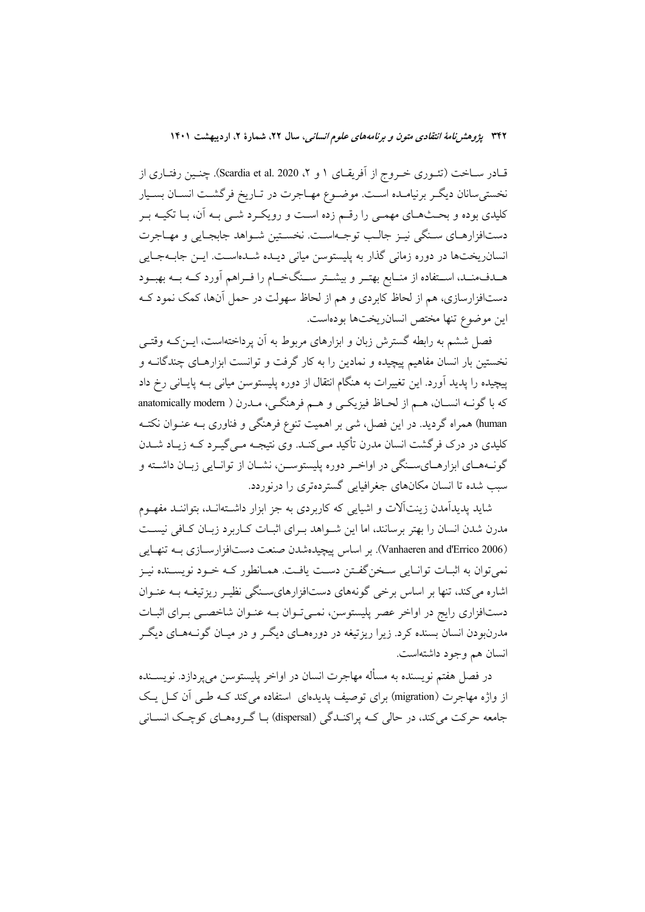قـادر سـاخت (تئـوری خـروج از آفریقـای ۱ و ۲، Scardia et al. 2020). چنـین رفتـاری از نخستی‌سانان دیگـر برنیامـده اسـت. موضـوع مهـاجرت در تـاریخ فرگشـت انسـان بسـیار کلیدی بوده و بحـث‌هـای مهمـی را رقـم زده اسـت و رویکـرد شـی بـه آن، بـا تکیـه بـر دست‌افزارهـای سـنگی نیـز جالـب توجـه‌اسـت. نخسـتین شـواهد جابجـایی و مهـاجرت انسان‌ریخت‌ها در دوره زمانی گذار به پلیستوسن میانی دیـده شـده‌اسـت. ایـن جابـه‌جـایی هـدف‌منـد، اسـتفاده از منـابع بهتـر و بیشـتر سـنگ‌خـام را فـراهم آورد کـه بـه بهبـود دست‌افزارسازی، هم از لحاظ کابردی و هم از لحاظ سهولت در حمل آن‌ها، کمک نمود کـه این موضوع تنها مختص انسان‌ریخت‌ها بوده‌است.

فصل ششم به رابطه گسترش زبان و ابزارهای مربوط به آن پرداخته‌است، ایـن‌کـه وقتـی نخستین بار انسان مفاهیم پیچیده و نمادین را به کار گرفت و توانست ابزارهـای چندگانـه و پیچیده را پدید آورد. این تغییرات به هنگام انتقال از دوره پلیستوسن میانی بـه پایـانی رخ داد که با گونـه انسـان، هـم از لحـاظ فیزیکـی و هـم فرهنگـی، مـدرن ( anatomically modern human) همراه گردید. در این فصل، شی بر اهمیت تنوع فرهنگی و فناوری بـه عنـوان نکتـه کلیدی در درک فرگشت انسان مدرن تأکید مـی‌کنـد. وی نتیجـه مـی‌گیـرد کـه زیـاد شـدن گونـه‌هـای ابزارهـای‌سـنگی در اواخـر دوره پلیستوسـن، نشـان از توانـایی زبـان داشـته و سبب شده تا انسان مکان‌های جغرافیایی گسترده‌تری را درنوردد.

شاید پدیدآمدن زینت‌آلات و اشیایی که کاربردی به جز ابزار داشـته‌انـد، بتواننـد مفهـوم مدرن شدن انسان را بهتر برسانند، اما این شـواهد بـرای اثبـات کـاربرد زبـان کـافی نیسـت (Vanhaeren and d'Errico 2006). بر اساس پیچیده‌شدن صنعت دست‌افزارسـازی بـه تنهـایی نمی‌توان به اثبـات توانـایی سـخن‌گفـتن دسـت یافـت. همـانطور کـه خـود نویسـنده نیـز اشاره می‌کند، تنها بر اساس برخی گونه‌های دست‌افزارهای‌سـنگی نظیـر ریزتیغـه بـه عنـوان دست‌افزاری رایج در اواخر عصر پلیستوسن، نمـی‌تـوان بـه عنـوان شاخصـی بـرای اثبـات مدرن‌بودن انسان بسنده کرد. زیرا ریزتیغه در دوره‌هـای دیگـر و در میـان گونـه‌هـای دیگـر انسان هم وجود داشته‌است.

در فصل هفتم نویسنده به مسأله مهاجرت انسان در اواخر پلیستوسن می‌پردازد. نویسـنده از واژه مهاجرت (migration) برای توصیف پدیده‌ای استفاده می‌کند کـه طـی آن کـل یـک جامعه حرکت می‌کند، در حالی کـه پراکنـدگی (dispersal) بـا گـروه‌هـای کوچـک انسـانی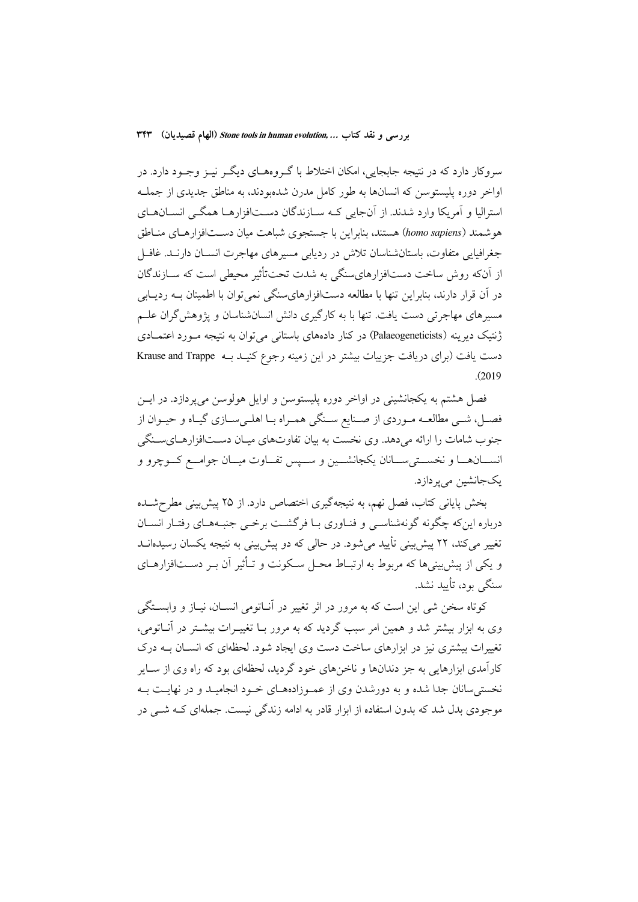سروکار دارد که در نتیجه جابجایی، امکان اختلاط با گروه‌های دیگر نیز وجود دارد. در اواخر دوره پلیستوسن که انسان‌ها به طور کامل مدرن شده‌بودند، به مناطق جدیدی از جمله استرالیا و آمریکا وارد شدند. از آن‌جایی که سازندگان دست‌افزارها همگی انسان‌های هوشمند (*homo sapiens*) هستند، بنابراین با جستجوی شباهت میان دست‌افزارهای مناطق جغرافیایی متفاوت، باستان‌شناسان تلاش در ردیابی مسیرهای مهاجرت انسان دارند. غافل از آن‌که روش ساخت دست‌افزارهای‌سنگی به شدت تحت‌تأثیر محیطی است که سازندگان در آن قرار دارند، بنابراین تنها با مطالعه دست‌افزارهای‌سنگی نمی‌توان با اطمینان به ردیابی مسیرهای مهاجرتی دست یافت. تنها با به کارگیری دانش انسان‌شناسان و پژوهش‌گران علم ژنتیک دیرینه (Palaeogeneticists) در کنار داده‌های باستانی می‌توان به نتیجه مورد اعتمادی دست یافت (برای دریافت جزییات بیشتر در این زمینه رجوع کنید به Krause and Trappe 2019).

فصل هشتم به یکجانشینی در اواخر دوره پلیستوسن و اوایل هولوسن می‌پردازد. در این فصل، شی مطالعه موردی از صنایع سنگی همراه با اهلی‌سازی گیاه و حیوان از جنوب شامات را ارائه می‌دهد. وی نخست به بیان تفاوت‌های میان دست‌افزارهای‌سنگی انسان‌ها و نخستی‌سانان یکجانشین و سپس تفاوت میان جوامع کوچرو و یک‌جانشین می‌پردازد.

بخش پایانی کتاب، فصل نهم، به نتیجه‌گیری اختصاص دارد. از ۲۵ پیش‌بینی مطرح‌شده درباره این‌که چگونه گونه‌شناسی و فناوری با فرگشت برخی جنبه‌های رفتار انسان تغییر می‌کند، ۲۲ پیش‌بینی تأیید می‌شود. در حالی که دو پیش‌بینی به نتیجه یکسان رسیده‌اند و یکی از پیش‌بینی‌ها که مربوط به ارتباط محل سکونت و تأثیر آن بر دست‌افزارهای سنگی بود، تأیید نشد.

کوتاه سخن شی این است که به مرور در اثر تغییر در آناتومی انسان، نیاز و وابستگی وی به ابزار بیشتر شد و همین امر سبب گردید که به مرور با تغییرات بیشتر در آناتومی، تغییرات بیشتری نیز در ابزارهای ساخت دست وی ایجاد شود. لحظه‌ای که انسان به درک کارآمدی ابزارهایی به جز دندان‌ها و ناخن‌های خود گردید، لحظه‌ای بود که راه وی از سایر نخستی‌سانان جدا شده و به دورشدن وی از عموزاده‌های خود انجامید و در نهایت به موجودی بدل شد که بدون استفاده از ابزار قادر به ادامه زندگی نیست. جمله‌ای که شی در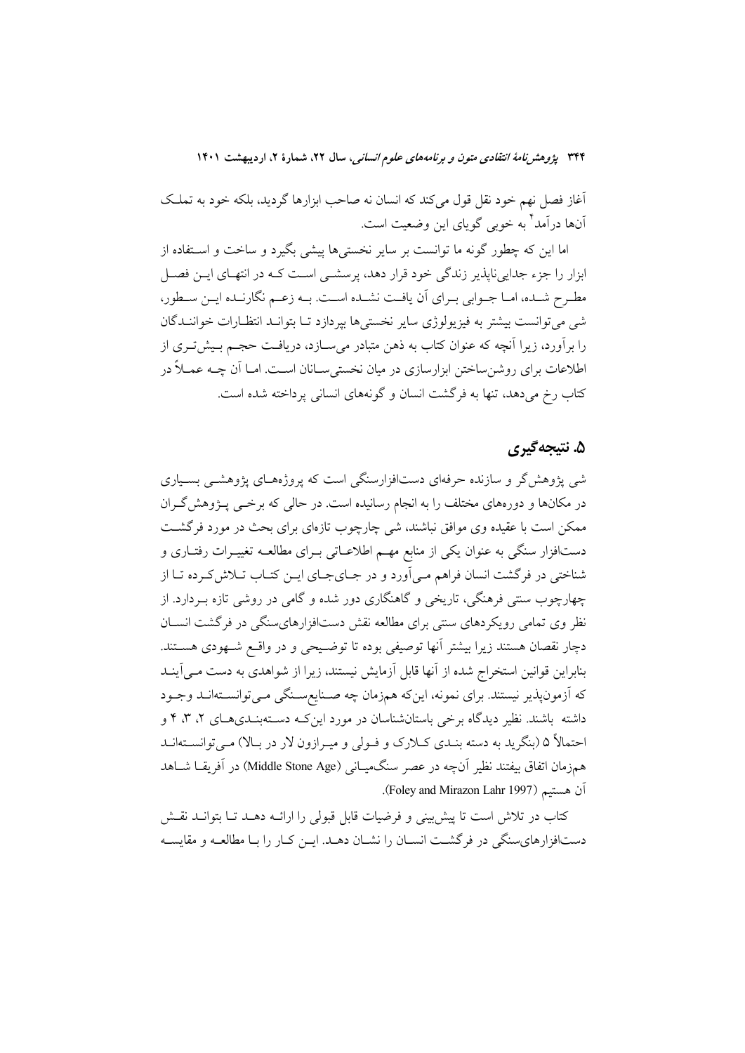آغاز فصل نهم خود نقل قول می‌کند که انسان نه صاحب ابزارها گردید، بلکه خود به تملک آن‌ها درآمد[۴] به خوبی گویای این وضعیت است.

اما این که چطور گونه ما توانست بر سایر نخستی‌ها پیشی بگیرد و ساخت و استفاده از ابزار را جزء جدایی‌ناپذیر زندگی خود قرار دهد، پرسشی است که در انتهای این فصل مطرح شده، اما جوابی برای آن یافت نشده است. به زعم نگارنده این سطور، شی می‌توانست بیشتر به فیزیولوژی سایر نخستی‌ها بپردازد تا بتواند انتظارات خوانندگان را برآورد، زیرا آنچه که عنوان کتاب به ذهن متبادر می‌سازد، دریافت حجم بیش‌تری از اطلاعات برای روشن‌ساختن ابزارسازی در میان نخستی‌سانان است. اما آن چه عملاً در کتاب رخ می‌دهد، تنها به فرگشت انسان و گونه‌های انسانی پرداخته شده است.

## ۵. نتیجه‌گیری

شی پژوهش‌گر و سازنده حرفه‌ای دست‌افزارسنگی است که پروژه‌های پژوهشی بسیاری در مکان‌ها و دوره‌های مختلف را به انجام رسانیده است. در حالی که برخی پژوهش‌گران ممکن است با عقیده وی موافق نباشند، شی چارچوب تازه‌ای برای بحث در مورد فرگشت دست‌افزار سنگی به عنوان یکی از منابع مهم اطلاعاتی برای مطالعه تغییرات رفتاری و شناختی در فرگشت انسان فراهم می‌آورد و در جای‌جای این کتاب تلاش‌کرده تا از چهارچوب سنتی فرهنگی، تاریخی و گاهنگاری دور شده و گامی در روشی تازه بردارد. از نظر وی تمامی رویکردهای سنتی برای مطالعه نقش دست‌افزارهای‌سنگی در فرگشت انسان دچار نقصان هستند زیرا بیشتر آنها توصیفی بوده تا توضیحی و در واقع شهودی هستند. بنابراین قوانین استخراج شده از آنها قابل آزمایش نیستند، زیرا از شواهدی به دست می‌آیند که آزمون‌پذیر نیستند. برای نمونه، این‌که هم‌زمان چه صنایع‌سنگی می‌توانسته‌اند وجود داشته باشند. نظیر دیدگاه برخی باستان‌شناسان در مورد این‌که دسته‌بندی‌های ۲، ۳، ۴ و احتمالاً ۵ (بنگرید به دسته بندی کلارک و فولی و میرازون لار در بالا) می‌توانسته‌اند هم‌زمان اتفاق بیفتند نظیر آن‌چه در عصر سنگ‌میانی (Middle Stone Age) در آفریقا شاهد آن هستیم (Foley and Mirazon Lahr 1997).

کتاب در تلاش است تا پیش‌بینی و فرضیات قابل قبولی را ارائه دهد تا بتواند نقش دست‌افزارهای‌سنگی در فرگشت انسان را نشان دهد. این کار را با مطالعه و مقایسه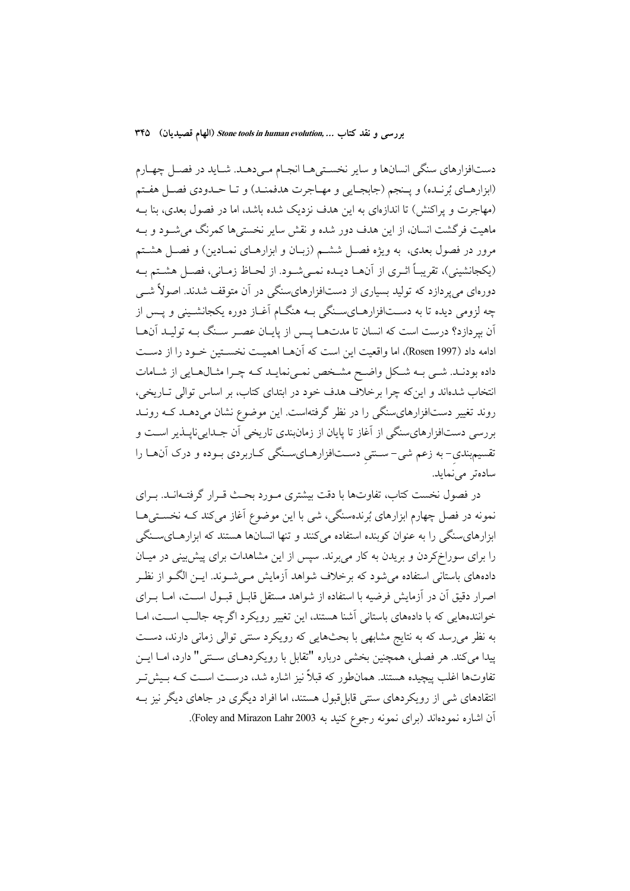دست‌افزارهای سنگی انسان‌ها و سایر نخستی‌ها انجام می‌دهد. شاید در فصل چهارم (ابزارهای بُرنده) و پنجم (جابجایی و مهاجرت هدفمند) و تا حدودی فصل هفتم (مهاجرت و پراکنش) تا اندازه‌ای به این هدف نزدیک شده باشد، اما در فصول بعدی، بنا به ماهیت فرگشت انسان، از این هدف دور شده و نقش سایر نخستی‌ها کمرنگ می‌شود و به مرور در فصول بعدی، به ویژه فصل ششم (زبان و ابزارهای نمادین) و فصل هشتم (یکجانشینی)، تقریباً اثری از آن‌ها دیده نمی‌شود. از لحاظ زمانی، فصل هشتم به دوره‌ای می‌پردازد که تولید بسیاری از دست‌افزارهای‌سنگی در آن متوقف شدند. اصولاً شی چه لزومی دیده تا به دست‌افزارهای‌سنگی به هنگام آغاز دوره یکجانشینی و پس از آن بپردازد؟ درست است که انسان تا مدت‌ها پس از پایان عصر سنگ به تولید آن‌ها ادامه داد (Rosen 1997)، اما واقعیت این است که آن‌ها اهمیت نخستین خود را از دست داده بودند. شی به شکل واضح مشخص نمی‌نماید که چرا مثال‌هایی از شامات انتخاب شده‌اند و این‌که چرا برخلاف هدف خود در ابتدای کتاب، بر اساس توالی تاریخی، روند تغییر دست‌افزارهای‌سنگی را در نظر گرفته‌است. این موضوع نشان می‌دهد که روند بررسی دست‌افزارهای‌سنگی از آغاز تا پایان از زمان‌بندی تاریخی آن جدایی‌ناپذیر است و تقسیم‌بندی- به زعم شی- سنتیِ دست‌افزارهای‌سنگی کاربردی بوده و درک آن‌ها را ساده‌تر می‌نماید.

در فصول نخست کتاب، تفاوت‌ها با دقت بیشتری مورد بحث قرار گرفته‌اند. برای نمونه در فصل چهارم ابزارهای بُرنده‌سنگی، شی با این موضوع آغاز می‌کند که نخستی‌ها ابزارهای‌سنگی را به عنوان کوبنده استفاده می‌کنند و تنها انسان‌ها هستند که ابزارهای‌سنگی را برای سوراخ‌کردن و بریدن به کار می‌برند. سپس از این مشاهدات برای پیش‌بینی در میان داده‌های باستانی استفاده می‌شود که برخلاف شواهد آزمایش می‌شوند. این الگو از نظر اصرار دقیق آن در آزمایش فرضیه با استفاده از شواهد مستقل قابل قبول است، اما برای خواننده‌هایی که با داده‌های باستانی آشنا هستند، این تغییر رویکرد اگرچه جالب است، اما به نظر می‌رسد که به نتایج مشابهی با بحث‌هایی که رویکرد سنتی توالی زمانی دارند، دست پیدا می‌کند. هر فصلی، همچنین بخشی درباره "تقابل با رویکردهای سنتی" دارد، اما این تفاوت‌ها اغلب پیچیده هستند. همان‌طور که قبلاً نیز اشاره شد، درست است که بیش‌تر انتقادهای شی از رویکردهای سنتی قابل‌قبول هستند، اما افراد دیگری در جاهای دیگر نیز به آن اشاره نموده‌اند (برای نمونه رجوع کنید به Foley and Mirazon Lahr 2003).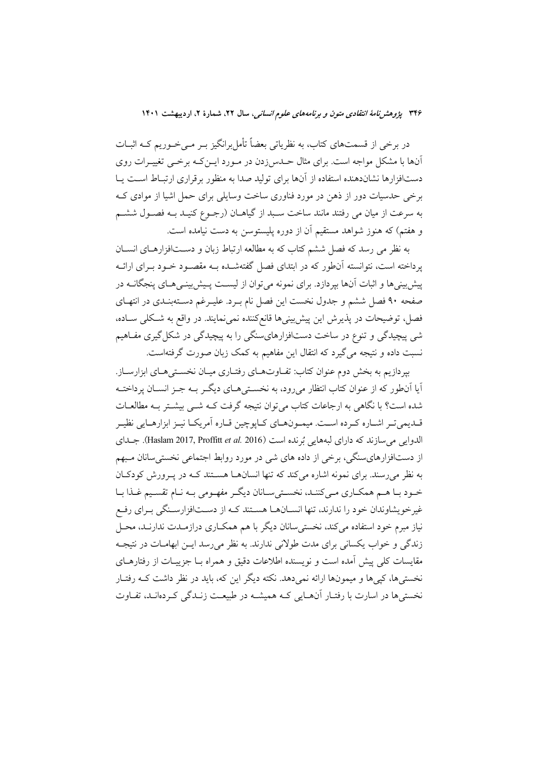در برخی از قسمت‌های کتاب، به نظریاتی بعضاً تأمل‌برانگیز بـر مـی‌خـوریم کـه اثبـات آن‌ها با مشکل مواجه است. برای مثال حـدس‌زدن در مـورد ایـن‌کـه برخـی تغییـرات روی دست‌افزارها نشان‌دهنده استفاده از آن‌ها برای تولید صدا به منظور برقراری ارتبـاط اسـت یـا برخی حدسیات دور از ذهن در مورد فناوری ساخت وسایلی برای حمل اشیا از موادی کـه به سرعت از میان می رفتند مانند ساخت سـبد از گیاهـان (رجـوع کنیـد بـه فصـول ششـم و هفتم) که هنوز شواهد مستقیم آن از دوره پلیستوسن به دست نیامده است.

به نظر می رسد که فصل ششم کتاب که به مطالعه ارتباط زبان و دسـت‌افزارهـای انسـان پرداخته است، نتوانسته آن‌طور که در ابتدای فصل گفته‌شـده بـه مقصـود خـود بـرای ارائـه پیش‌بینی‌ها و اثبات آن‌ها بپردازد. برای نمونه می‌توان از لیسـت پـیش‌بینـی‌هـای پنجگانـه در صفحه ۹۰ فصل ششم و جدول نخست این فصل نام بـرد. علیـرغم دسـته‌بنـدی در انتهـای فصل، توضیحات در پذیرش این پیش‌بینی‌ها قانع‌کننده نمی‌نمایند. در واقع به شـکلی سـاده، شی پیچیدگی و تنوع در ساخت دست‌افزارهای‌سنگی را به پیچیدگی در شکل‌گیری مفـاهیم نسبت داده و نتیجه می‌گیرد که انتقال این مفاهیم به کمک زبان صورت گرفته‌است.

بپردازیم به بخش دوم عنوان کتاب: تفـاوت‌هـای رفتـاری میـان نخسـتی‌هـای ابزارسـاز. آیا آن‌طور که از عنوان کتاب انتظار می‌رود، به نخسـتی‌هـای دیگـر بـه جـز انسـان پرداختـه شده است؟ با نگاهی به ارجاعات کتاب می‌توان نتیجه گرفت کـه شـی بیشـتر بـه مطالعـات قـدیمی‌تـر اشـاره کـرده اسـت. میمـون‌هـای کـاپوچین قـاره آمریکـا نیـز ابزارهـایی نظیـر الدوایی می‌سازند که دارای لبه‌هایی *بُرنده* است (Haslam 2017, Proffitt *et al.* 2016). جـدای از دست‌افزارهای‌سنگی، برخی از داده های شی در مورد روابط اجتماعی نخستی‌سانان مـبهم به نظر می‌رسند. برای نمونه اشاره می‌کند که تنها انسان‌هـا هسـتند کـه در پـرورش کودکـان خـود بـا هـم همکـاری مـی‌کننـد، نخسـتی‌سـانان دیگـر مفهـومی بـه نـام تقسـیم غـذا بـا غیرخویشاوندان خود را ندارند، تنها انسـان‌هـا هسـتند کـه از دسـت‌افزارسـنگی بـرای رفـع نیاز مبرم خود استفاده می‌کند، نخستی‌سانان دیگر با هم همکـاری درازمـدت ندارنـد، محـل زندگی و خواب یکسانی برای مدت طولانی ندارند. به نظر می‌رسد ایـن ابهامـات در نتیجـه مقایسات کلی پیش آمده است و نویسنده اطلاعات دقیق و همراه بـا جزییـات از رفتارهـای نخستی‌ها، کپی‌ها و میمون‌ها ارائه نمی‌دهد. نکته دیگر این که، باید در نظر داشت کـه رفتـار نخستی‌ها در اسارت با رفتـار آن‌هـایی کـه همیشـه در طبیعـت زنـدگی کـرده‌انـد، تفـاوت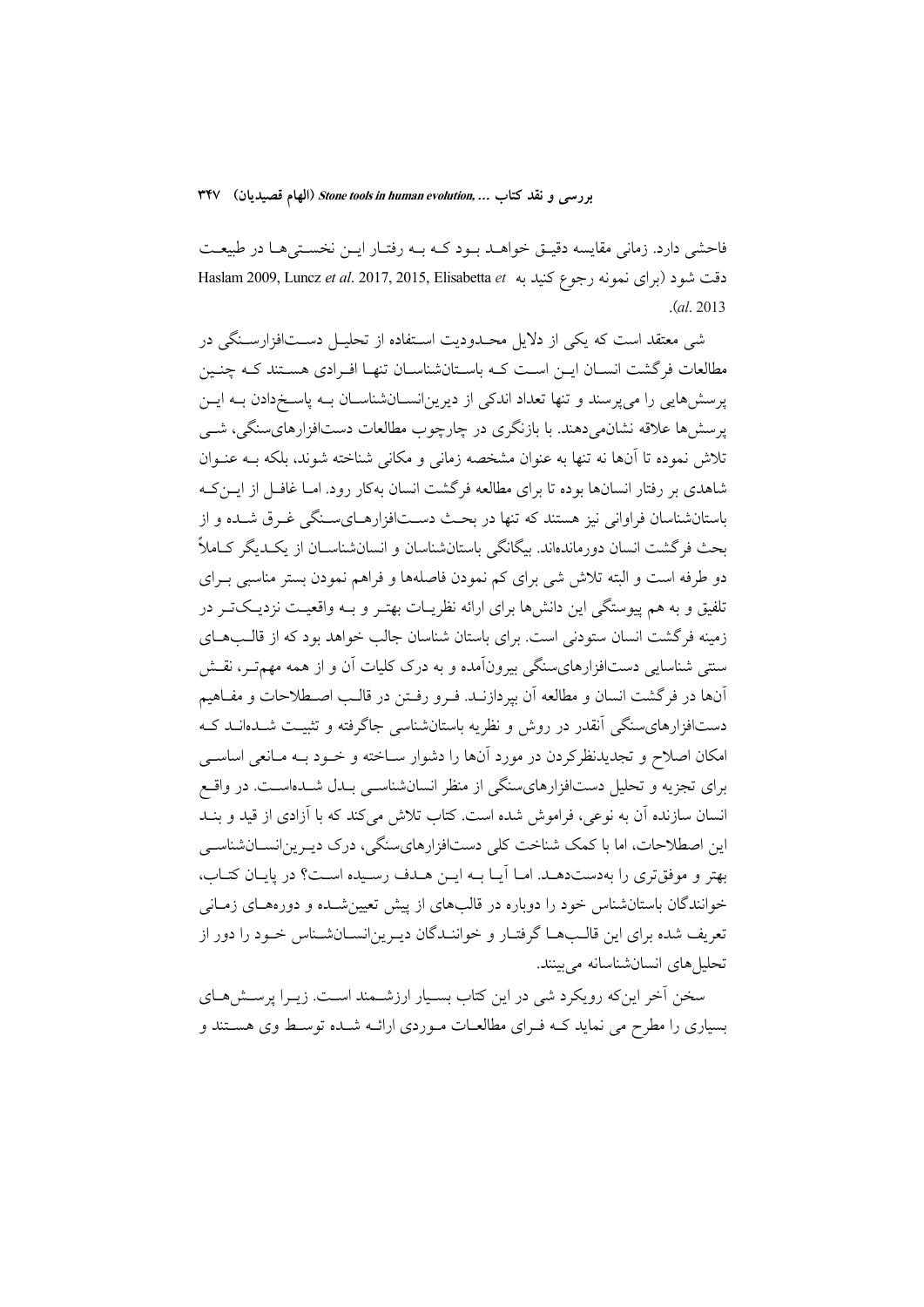فاحشی دارد. زمانی مقایسه دقیق خواهد بود که به رفتار این نخستی‌ها در طبیعت دقت شود (برای نمونه رجوع کنید به Haslam 2009, Luncz *et al*. 2017, 2015, Elisabetta *et al*. 2013).

شی معتقد است که یکی از دلایل محدودیت استفاده از تحلیل دست‌افزارسنگی در مطالعات فرگشت انسان این است که باستان‌شناسان تنها افرادی هستند که چنین پرسش‌هایی را می‌پرسند و تنها تعداد اندکی از دیرین‌انسان‌شناسان به پاسخ‌دادن به این پرسش‌ها علاقه نشان‌می‌دهند. با بازنگری در چارچوب مطالعات دست‌افزارهای‌سنگی، شی تلاش نموده تا آن‌ها نه تنها به عنوان مشخصه زمانی و مکانی شناخته شوند، بلکه به عنوان شاهدی بر رفتار انسان‌ها بوده تا برای مطالعه فرگشت انسان به‌کار رود. اما غافل از این‌که باستان‌شناسان فراوانی نیز هستند که تنها در بحث دست‌افزارهای‌سنگی غرق شده و از بحث فرگشت انسان دورمانده‌اند. بیگانگی باستان‌شناسان و انسان‌شناسان از یکدیگر کاملاً دو طرفه است و البته تلاش شی برای کم نمودن فاصله‌ها و فراهم نمودن بستر مناسبی برای تلفیق و به هم پیوستگی این دانش‌ها برای ارائه نظریات بهتر و به واقعیت نزدیک‌تر در زمینه فرگشت انسان ستودنی است. برای باستان شناسان جالب خواهد بود که از قالب‌های سنتی شناسایی دست‌افزارهای‌سنگی بیرون‌آمده و به درک کلیات آن و از همه مهم‌تر، نقش آن‌ها در فرگشت انسان و مطالعه آن بپردازند. فرو رفتن در قالب اصطلاحات و مفاهیم دست‌افزارهای‌سنگی آنقدر در روش و نظریه باستان‌شناسی جاگرفته و تثبیت شده‌اند که امکان اصلاح و تجدیدنظرکردن در مورد آن‌ها را دشوار ساخته و خود به مانعی اساسی برای تجزیه و تحلیل دست‌افزارهای‌سنگی از منظر انسان‌شناسی بدل شده‌است. در واقع انسان سازنده آن به نوعی، فراموش شده است. کتاب تلاش می‌کند که با آزادی از قید و بند این اصطلاحات، اما با کمک شناخت کلی دست‌افزارهای‌سنگی، درک دیرین‌انسان‌شناسی بهتر و موفق‌تری را به‌دست‌دهد. اما آیا به این هدف رسیده است؟ در پایان کتاب، خوانندگان باستان‌شناس خود را دوباره در قالب‌های از پیش تعیین‌شده و دوره‌های زمانی تعریف شده برای این قالب‌ها گرفتار و خوانندگان دیرین‌انسان‌شناس خود را دور از تحلیل‌های انسان‌شناسانه می‌بینند.

سخن آخر این‌که رویکرد شی در این کتاب بسیار ارزشمند است. زیرا پرسش‌های بسیاری را مطرح می نماید که فرای مطالعات موردی ارائه شده توسط وی هستند و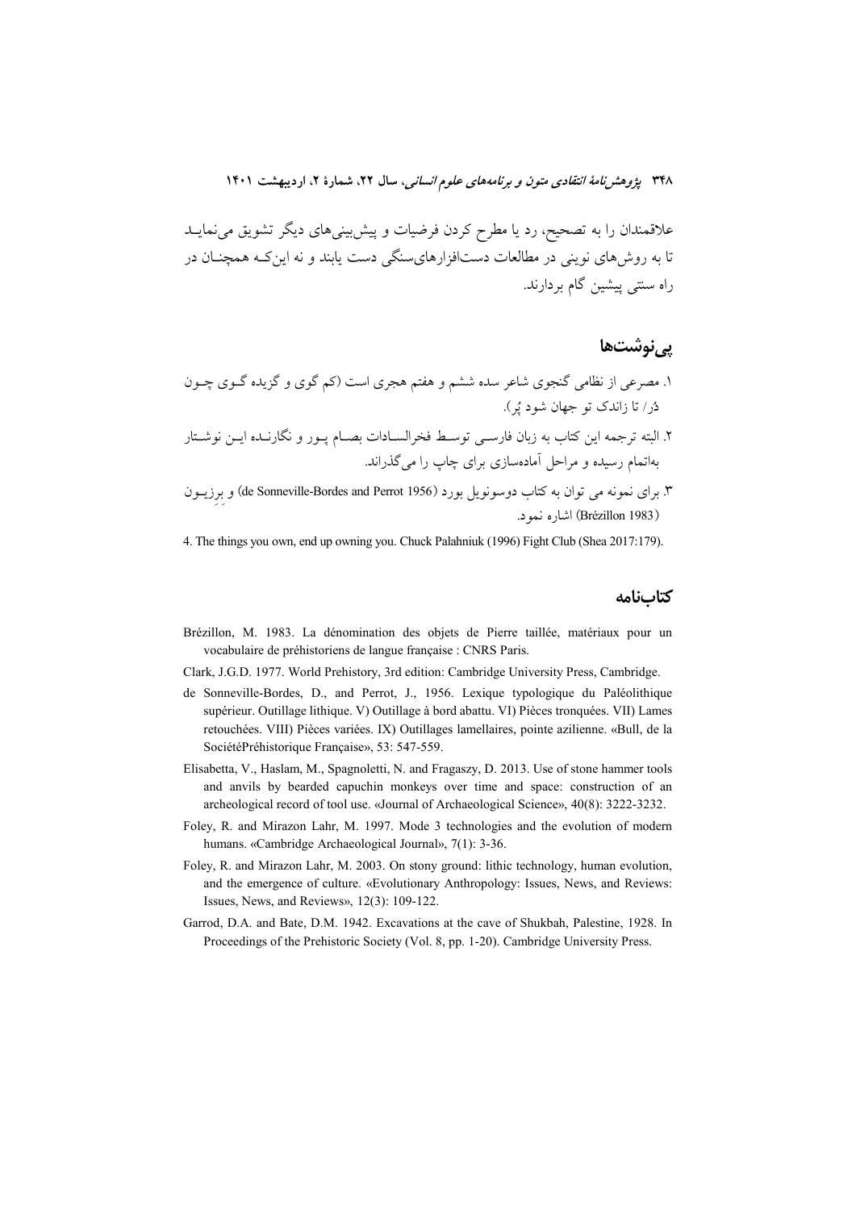علاقمندان را به تصحیح، رد یا مطرح کردن فرضیات و پیش‌بینی‌های دیگر تشویق می‌نماید تا به روش‌های نوینی در مطالعات دست‌افزارهای‌سنگی دست یابند و نه این‌که همچنان در راه سنتی پیشین گام بردارند.

## پی‌نوشت‌ها

۱. مصرعی از نظامی گنجوی شاعر سده ششم و هفتم هجری است (کم گوی و گزیده گوی چون دُر/ تا زاندک تو جهان شود پُر).

۲. البته ترجمه این کتاب به زبان فارسی توسط فخرالسادات بصام پور و نگارنده این نوشتار به‌اتمام رسیده و مراحل آماده‌سازی برای چاپ را می‌گذراند.

۳. برای نمونه می توان به کتاب دوسونویل بورد (de Sonneville-Bordes and Perrot 1956) و برِزیون (Brézillon 1983) اشاره نمود.

4. The things you own, end up owning you. Chuck Palahniuk (1996) Fight Club (Shea 2017:179).

## کتابنامه

Brézillon, M. 1983. La dénomination des objets de Pierre taillée, matériaux pour un vocabulaire de préhistoriens de langue française : CNRS Paris.

Clark, J.G.D. 1977. World Prehistory, 3rd edition: Cambridge University Press, Cambridge.

de Sonneville-Bordes, D., and Perrot, J., 1956. Lexique typologique du Paléolithique supérieur. Outillage lithique. V) Outillage à bord abattu. VI) Pièces tronquées. VII) Lames retouchées. VIII) Pièces variées. IX) Outillages lamellaires, pointe azilienne. «Bull, de la SociétéPréhistorique Française», 53: 547-559.

Elisabetta, V., Haslam, M., Spagnoletti, N. and Fragaszy, D. 2013. Use of stone hammer tools and anvils by bearded capuchin monkeys over time and space: construction of an archeological record of tool use. «Journal of Archaeological Science», 40(8): 3222-3232.

Foley, R. and Mirazon Lahr, M. 1997. Mode 3 technologies and the evolution of modern humans. «Cambridge Archaeological Journal», 7(1): 3-36.

Foley, R. and Mirazon Lahr, M. 2003. On stony ground: lithic technology, human evolution, and the emergence of culture. «Evolutionary Anthropology: Issues, News, and Reviews: Issues, News, and Reviews», 12(3): 109-122.

Garrod, D.A. and Bate, D.M. 1942. Excavations at the cave of Shukbah, Palestine, 1928. In Proceedings of the Prehistoric Society (Vol. 8, pp. 1-20). Cambridge University Press.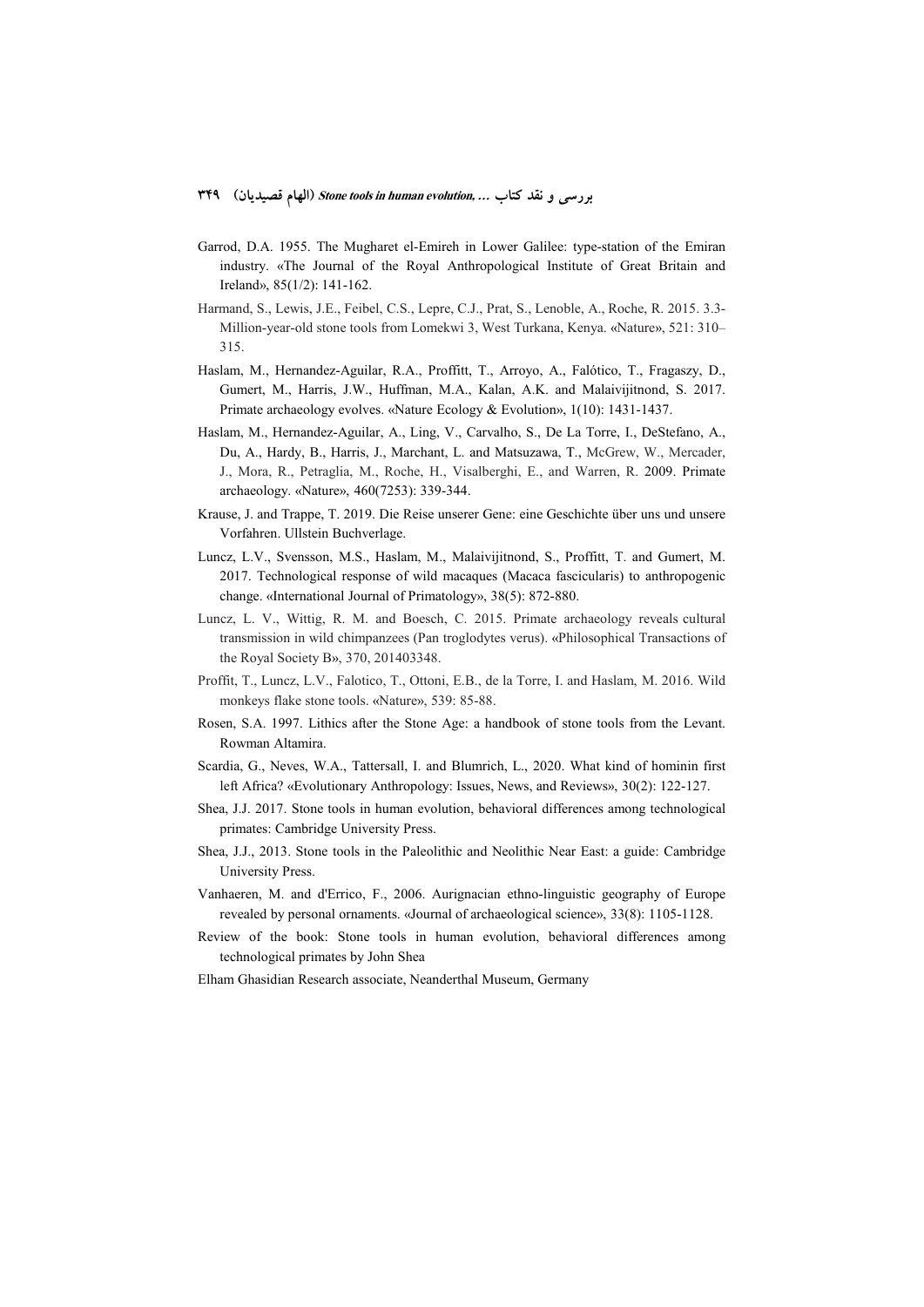Garrod, D.A. 1955. The Mugharet el-Emireh in Lower Galilee: type-station of the Emiran industry. «The Journal of the Royal Anthropological Institute of Great Britain and Ireland», 85(1/2): 141-162.

Harmand, S., Lewis, J.E., Feibel, C.S., Lepre, C.J., Prat, S., Lenoble, A., Roche, R. 2015. 3.3-Million-year-old stone tools from Lomekwi 3, West Turkana, Kenya. «Nature», 521: 310–315.

Haslam, M., Hernandez-Aguilar, R.A., Proffitt, T., Arroyo, A., Falótico, T., Fragaszy, D., Gumert, M., Harris, J.W., Huffman, M.A., Kalan, A.K. and Malaivijitnond, S. 2017. Primate archaeology evolves. «Nature Ecology & Evolution», 1(10): 1431-1437.

Haslam, M., Hernandez-Aguilar, A., Ling, V., Carvalho, S., De La Torre, I., DeStefano, A., Du, A., Hardy, B., Harris, J., Marchant, L. and Matsuzawa, T., McGrew, W., Mercader, J., Mora, R., Petraglia, M., Roche, H., Visalberghi, E., and Warren, R. 2009. Primate archaeology. «Nature», 460(7253): 339-344.

Krause, J. and Trappe, T. 2019. Die Reise unserer Gene: eine Geschichte über uns und unsere Vorfahren. Ullstein Buchverlage.

Luncz, L.V., Svensson, M.S., Haslam, M., Malaivijitnond, S., Proffitt, T. and Gumert, M. 2017. Technological response of wild macaques (Macaca fascicularis) to anthropogenic change. «International Journal of Primatology», 38(5): 872-880.

Luncz, L. V., Wittig, R. M. and Boesch, C. 2015. Primate archaeology reveals cultural transmission in wild chimpanzees (Pan troglodytes verus). «Philosophical Transactions of the Royal Society B», 370, 201403348.

Proffit, T., Luncz, L.V., Falotico, T., Ottoni, E.B., de la Torre, I. and Haslam, M. 2016. Wild monkeys flake stone tools. «Nature», 539: 85-88.

Rosen, S.A. 1997. Lithics after the Stone Age: a handbook of stone tools from the Levant. Rowman Altamira.

Scardia, G., Neves, W.A., Tattersall, I. and Blumrich, L., 2020. What kind of hominin first left Africa? «Evolutionary Anthropology: Issues, News, and Reviews», 30(2): 122-127.

Shea, J.J. 2017. Stone tools in human evolution, behavioral differences among technological primates: Cambridge University Press.

Shea, J.J., 2013. Stone tools in the Paleolithic and Neolithic Near East: a guide: Cambridge University Press.

Vanhaeren, M. and d'Errico, F., 2006. Aurignacian ethno-linguistic geography of Europe revealed by personal ornaments. «Journal of archaeological science», 33(8): 1105-1128.

Review of the book: Stone tools in human evolution, behavioral differences among technological primates by John Shea

Elham Ghasidian Research associate, Neanderthal Museum, Germany